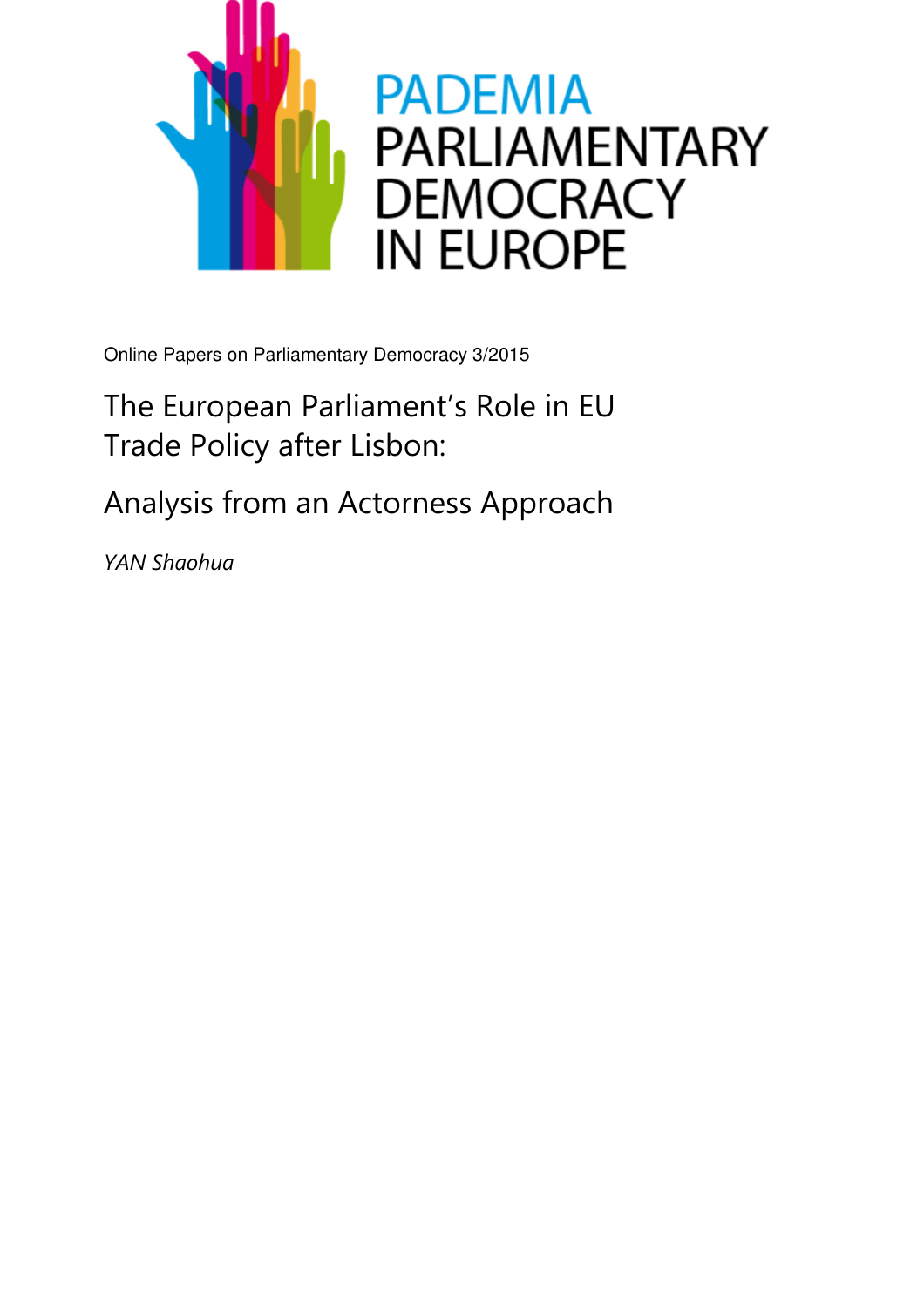PADEMIA
PARLIAMENTARY
DEMOCRACY
IN EUROPE

Online Papers on Parliamentary Democracy 3/2015

# The European Parliament's Role in EU Trade Policy after Lisbon:

## Analysis from an Actorness Approach

*YAN Shaohua*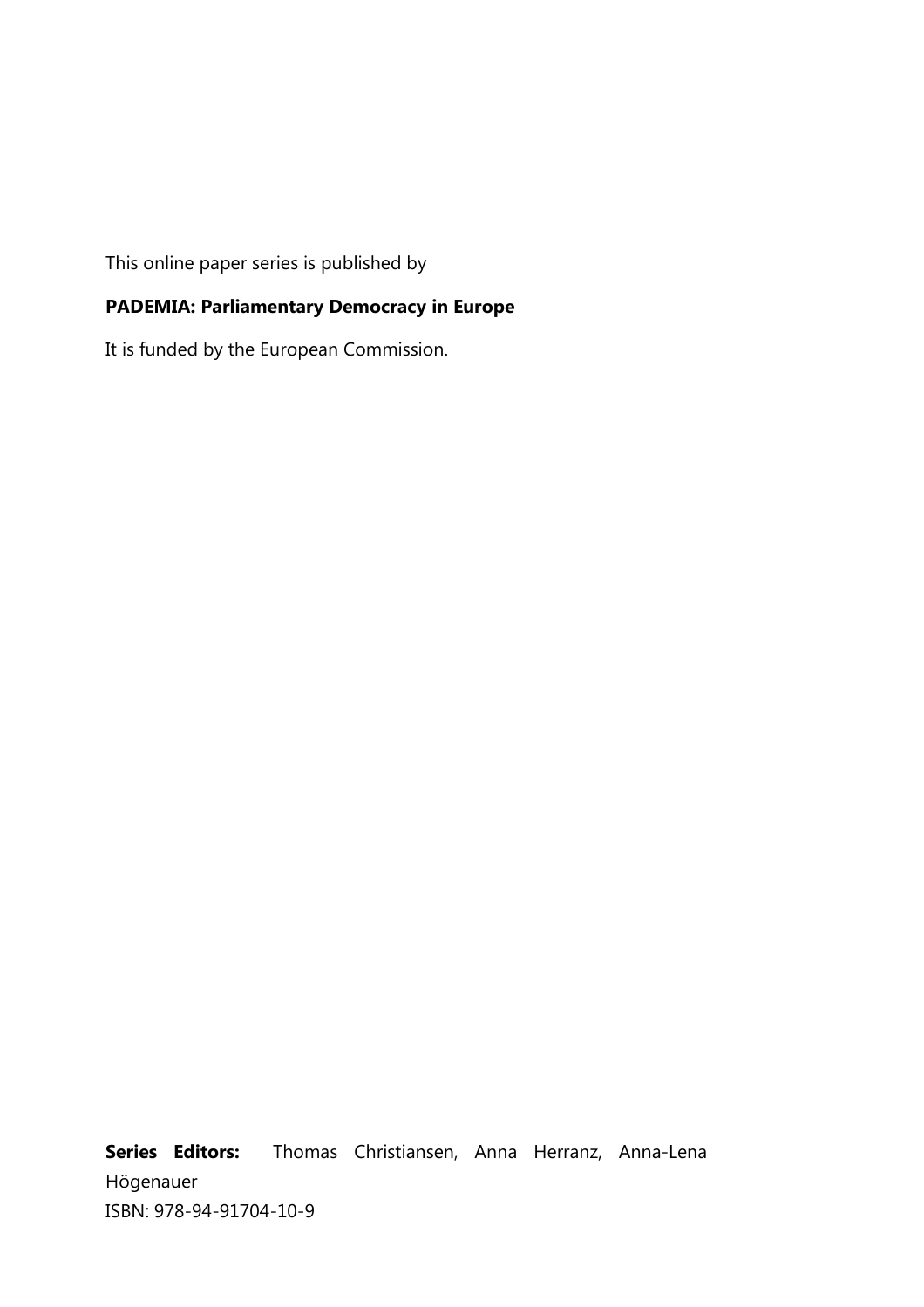This online paper series is published by

**PADEMIA: Parliamentary Democracy in Europe**

It is funded by the European Commission.

**Series Editors:** Thomas Christiansen, Anna Herranz, Anna-Lena Högenauer

ISBN: 978-94-91704-10-9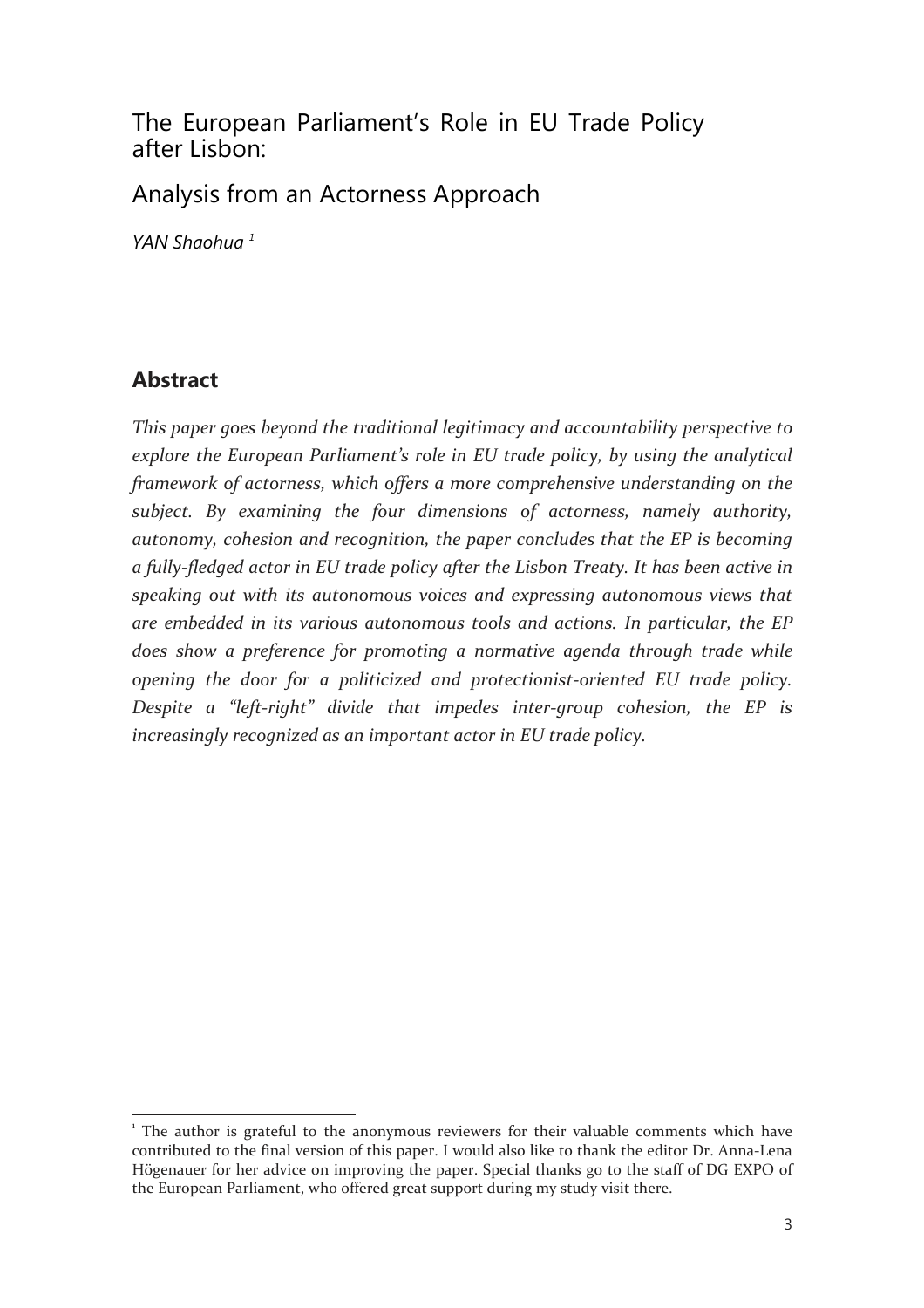# The European Parliament's Role in EU Trade Policy after Lisbon:

## Analysis from an Actorness Approach

*YAN Shaohua* [1]

## Abstract

*This paper goes beyond the traditional legitimacy and accountability perspective to explore the European Parliament's role in EU trade policy, by using the analytical framework of actorness, which offers a more comprehensive understanding on the subject. By examining the four dimensions of actorness, namely authority, autonomy, cohesion and recognition, the paper concludes that the EP is becoming a fully-fledged actor in EU trade policy after the Lisbon Treaty. It has been active in speaking out with its autonomous voices and expressing autonomous views that are embedded in its various autonomous tools and actions. In particular, the EP does show a preference for promoting a normative agenda through trade while opening the door for a politicized and protectionist-oriented EU trade policy. Despite a "left-right" divide that impedes inter-group cohesion, the EP is increasingly recognized as an important actor in EU trade policy.*

---

[1] The author is grateful to the anonymous reviewers for their valuable comments which have contributed to the final version of this paper. I would also like to thank the editor Dr. Anna-Lena Högenauer for her advice on improving the paper. Special thanks go to the staff of DG EXPO of the European Parliament, who offered great support during my study visit there.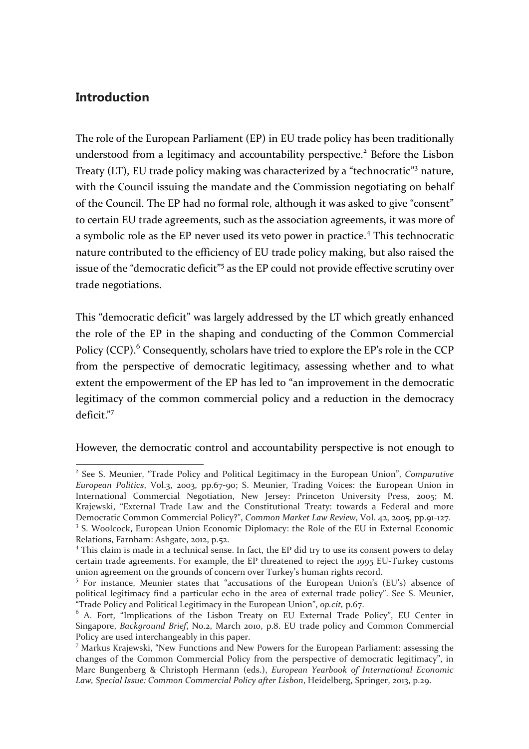## Introduction

The role of the European Parliament (EP) in EU trade policy has been traditionally understood from a legitimacy and accountability perspective.[2] Before the Lisbon Treaty (LT), EU trade policy making was characterized by a "technocratic"[3] nature, with the Council issuing the mandate and the Commission negotiating on behalf of the Council. The EP had no formal role, although it was asked to give "consent" to certain EU trade agreements, such as the association agreements, it was more of a symbolic role as the EP never used its veto power in practice.[4] This technocratic nature contributed to the efficiency of EU trade policy making, but also raised the issue of the "democratic deficit"[5] as the EP could not provide effective scrutiny over trade negotiations.

This "democratic deficit" was largely addressed by the LT which greatly enhanced the role of the EP in the shaping and conducting of the Common Commercial Policy (CCP).[6] Consequently, scholars have tried to explore the EP's role in the CCP from the perspective of democratic legitimacy, assessing whether and to what extent the empowerment of the EP has led to "an improvement in the democratic legitimacy of the common commercial policy and a reduction in the democracy deficit."[7]

However, the democratic control and accountability perspective is not enough to

---

[2] See S. Meunier, "Trade Policy and Political Legitimacy in the European Union", *Comparative European Politics*, Vol.3, 2003, pp.67-90; S. Meunier, Trading Voices: the European Union in International Commercial Negotiation, New Jersey: Princeton University Press, 2005; M. Krajewski, "External Trade Law and the Constitutional Treaty: towards a Federal and more Democratic Common Commercial Policy?", *Common Market Law Review*, Vol. 42, 2005, pp.91-127.

[3] S. Woolcock, European Union Economic Diplomacy: the Role of the EU in External Economic Relations, Farnham: Ashgate, 2012, p.52.

[4] This claim is made in a technical sense. In fact, the EP did try to use its consent powers to delay certain trade agreements. For example, the EP threatened to reject the 1995 EU-Turkey customs union agreement on the grounds of concern over Turkey's human rights record.

[5] For instance, Meunier states that "accusations of the European Union's (EU's) absence of political legitimacy find a particular echo in the area of external trade policy". See S. Meunier, "Trade Policy and Political Legitimacy in the European Union", *op.cit,* p.67.

[6] A. Fort, "Implications of the Lisbon Treaty on EU External Trade Policy", EU Center in Singapore, *Background Brief*, No.2, March 2010, p.8. EU trade policy and Common Commercial Policy are used interchangeably in this paper.

[7] Markus Krajewski, "New Functions and New Powers for the European Parliament: assessing the changes of the Common Commercial Policy from the perspective of democratic legitimacy", in Marc Bungenberg & Christoph Hermann (eds.), *European Yearbook of International Economic Law, Special Issue: Common Commercial Policy after Lisbon*, Heidelberg, Springer, 2013, p.29.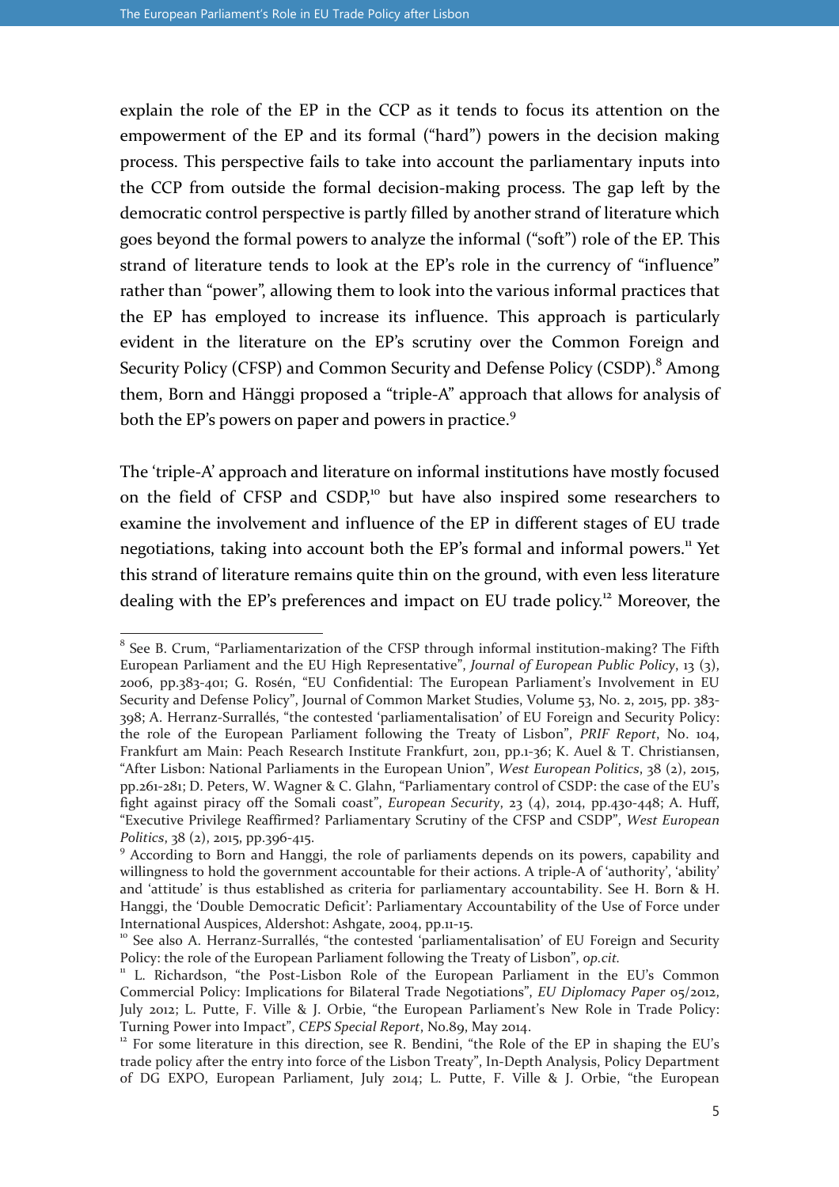explain the role of the EP in the CCP as it tends to focus its attention on the empowerment of the EP and its formal ("hard") powers in the decision making process. This perspective fails to take into account the parliamentary inputs into the CCP from outside the formal decision-making process. The gap left by the democratic control perspective is partly filled by another strand of literature which goes beyond the formal powers to analyze the informal ("soft") role of the EP. This strand of literature tends to look at the EP's role in the currency of "influence" rather than "power", allowing them to look into the various informal practices that the EP has employed to increase its influence. This approach is particularly evident in the literature on the EP's scrutiny over the Common Foreign and Security Policy (CFSP) and Common Security and Defense Policy (CSDP).[8] Among them, Born and Hänggi proposed a "triple-A" approach that allows for analysis of both the EP's powers on paper and powers in practice.[9]

The 'triple-A' approach and literature on informal institutions have mostly focused on the field of CFSP and CSDP,[10] but have also inspired some researchers to examine the involvement and influence of the EP in different stages of EU trade negotiations, taking into account both the EP's formal and informal powers.[11] Yet this strand of literature remains quite thin on the ground, with even less literature dealing with the EP's preferences and impact on EU trade policy.[12] Moreover, the

---

[8] See B. Crum, "Parliamentarization of the CFSP through informal institution-making? The Fifth European Parliament and the EU High Representative", *Journal of European Public Policy*, 13 (3), 2006, pp.383-401; G. Rosén, "EU Confidential: The European Parliament's Involvement in EU Security and Defense Policy", Journal of Common Market Studies, Volume 53, No. 2, 2015, pp. 383-398; A. Herranz-Surrallés, "the contested 'parliamentarisation' of EU Foreign and Security Policy: the role of the European Parliament following the Treaty of Lisbon", *PRIF Report*, No. 104, Frankfurt am Main: Peach Research Institute Frankfurt, 2011, pp.1-36; K. Auel & T. Christiansen, "After Lisbon: National Parliaments in the European Union", *West European Politics*, 38 (2), 2015, pp.261-281; D. Peters, W. Wagner & C. Glahn, "Parliamentary control of CSDP: the case of the EU's fight against piracy off the Somali coast", *European Security*, 23 (4), 2014, pp.430-448; A. Huff, "Executive Privilege Reaffirmed? Parliamentary Scrutiny of the CFSP and CSDP", *West European Politics*, 38 (2), 2015, pp.396-415.

[9] According to Born and Hanggi, the role of parliaments depends on its powers, capability and willingness to hold the government accountable for their actions. A triple-A of 'authority', 'ability' and 'attitude' is thus established as criteria for parliamentary accountability. See H. Born & H. Hanggi, the 'Double Democratic Deficit': Parliamentary Accountability of the Use of Force under International Auspices, Aldershot: Ashgate, 2004, pp.11-15.

[10] See also A. Herranz-Surrallés, "the contested 'parliamentalisation' of EU Foreign and Security Policy: the role of the European Parliament following the Treaty of Lisbon", *op.cit.*

[11] L. Richardson, "the Post-Lisbon Role of the European Parliament in the EU's Common Commercial Policy: Implications for Bilateral Trade Negotiations", *EU Diplomacy Paper* 05/2012, July 2012; L. Putte, F. Ville & J. Orbie, "the European Parliament's New Role in Trade Policy: Turning Power into Impact", *CEPS Special Report*, No.89, May 2014.

[12] For some literature in this direction, see R. Bendini, "the Role of the EP in shaping the EU's trade policy after the entry into force of the Lisbon Treaty", In-Depth Analysis, Policy Department of DG EXPO, European Parliament, July 2014; L. Putte, F. Ville & J. Orbie, "the European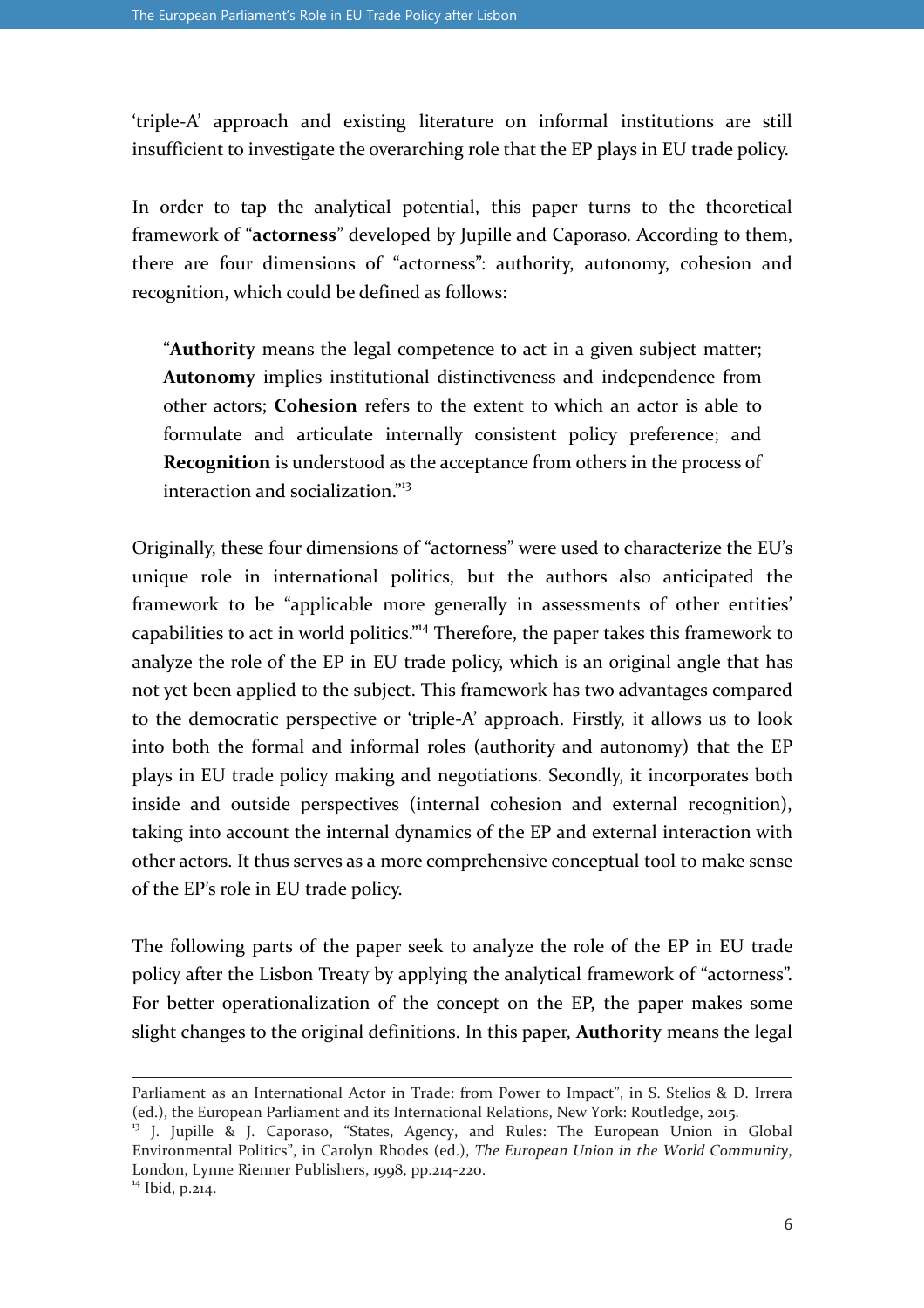'triple-A' approach and existing literature on informal institutions are still insufficient to investigate the overarching role that the EP plays in EU trade policy.

In order to tap the analytical potential, this paper turns to the theoretical framework of "**actorness**" developed by Jupille and Caporaso. According to them, there are four dimensions of "actorness": authority, autonomy, cohesion and recognition, which could be defined as follows:

> "**Authority** means the legal competence to act in a given subject matter; **Autonomy** implies institutional distinctiveness and independence from other actors; **Cohesion** refers to the extent to which an actor is able to formulate and articulate internally consistent policy preference; and **Recognition** is understood as the acceptance from others in the process of interaction and socialization."[13]

Originally, these four dimensions of "actorness" were used to characterize the EU's unique role in international politics, but the authors also anticipated the framework to be "applicable more generally in assessments of other entities' capabilities to act in world politics."[14] Therefore, the paper takes this framework to analyze the role of the EP in EU trade policy, which is an original angle that has not yet been applied to the subject. This framework has two advantages compared to the democratic perspective or 'triple-A' approach. Firstly, it allows us to look into both the formal and informal roles (authority and autonomy) that the EP plays in EU trade policy making and negotiations. Secondly, it incorporates both inside and outside perspectives (internal cohesion and external recognition), taking into account the internal dynamics of the EP and external interaction with other actors. It thus serves as a more comprehensive conceptual tool to make sense of the EP's role in EU trade policy.

The following parts of the paper seek to analyze the role of the EP in EU trade policy after the Lisbon Treaty by applying the analytical framework of "actorness". For better operationalization of the concept on the EP, the paper makes some slight changes to the original definitions. In this paper, **Authority** means the legal

---

Parliament as an International Actor in Trade: from Power to Impact", in S. Stelios & D. Irrera (ed.), the European Parliament and its International Relations, New York: Routledge, 2015.

[13] J. Jupille & J. Caporaso, "States, Agency, and Rules: The European Union in Global Environmental Politics", in Carolyn Rhodes (ed.), *The European Union in the World Community*, London, Lynne Rienner Publishers, 1998, pp.214-220.

[14] Ibid, p.214.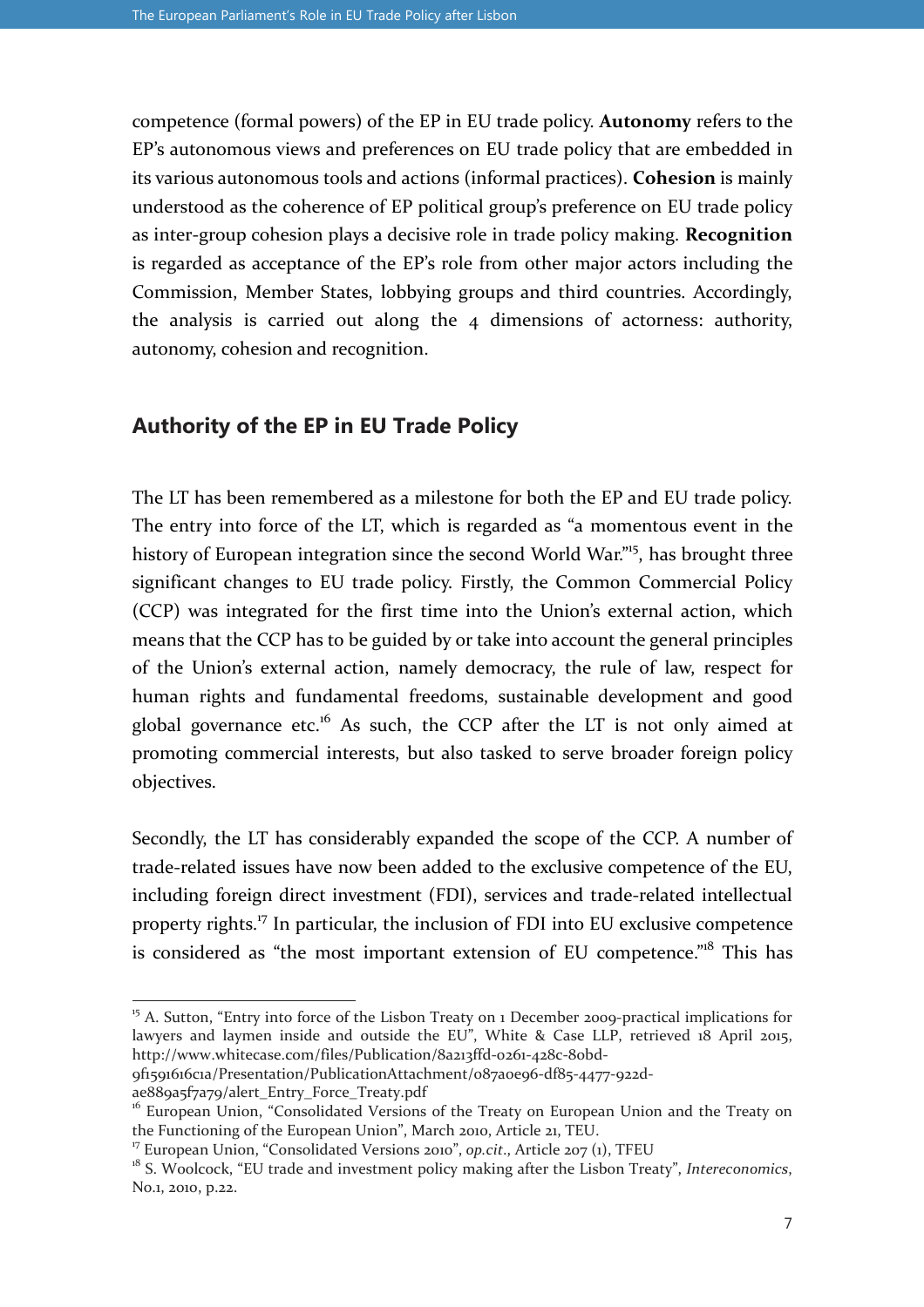competence (formal powers) of the EP in EU trade policy. **Autonomy** refers to the EP's autonomous views and preferences on EU trade policy that are embedded in its various autonomous tools and actions (informal practices). **Cohesion** is mainly understood as the coherence of EP political group's preference on EU trade policy as inter-group cohesion plays a decisive role in trade policy making. **Recognition** is regarded as acceptance of the EP's role from other major actors including the Commission, Member States, lobbying groups and third countries. Accordingly, the analysis is carried out along the 4 dimensions of actorness: authority, autonomy, cohesion and recognition.

## Authority of the EP in EU Trade Policy

The LT has been remembered as a milestone for both the EP and EU trade policy. The entry into force of the LT, which is regarded as "a momentous event in the history of European integration since the second World War."[15], has brought three significant changes to EU trade policy. Firstly, the Common Commercial Policy (CCP) was integrated for the first time into the Union's external action, which means that the CCP has to be guided by or take into account the general principles of the Union's external action, namely democracy, the rule of law, respect for human rights and fundamental freedoms, sustainable development and good global governance etc.[16] As such, the CCP after the LT is not only aimed at promoting commercial interests, but also tasked to serve broader foreign policy objectives.

Secondly, the LT has considerably expanded the scope of the CCP. A number of trade-related issues have now been added to the exclusive competence of the EU, including foreign direct investment (FDI), services and trade-related intellectual property rights.[17] In particular, the inclusion of FDI into EU exclusive competence is considered as "the most important extension of EU competence."[18] This has

[15] A. Sutton, "Entry into force of the Lisbon Treaty on 1 December 2009-practical implications for lawyers and laymen inside and outside the EU", White & Case LLP, retrieved 18 April 2015, http://www.whitecase.com/files/Publication/8a213ffd-0261-428c-80bd-9f1591616c1a/Presentation/PublicationAttachment/087a0e96-df85-4477-922d-ae889a5f7a79/alert_Entry_Force_Treaty.pdf

[16] European Union, "Consolidated Versions of the Treaty on European Union and the Treaty on the Functioning of the European Union", March 2010, Article 21, TEU.

[17] European Union, "Consolidated Versions 2010", *op.cit.*, Article 207 (1), TFEU

[18] S. Woolcock, "EU trade and investment policy making after the Lisbon Treaty", *Intereconomics*, No.1, 2010, p.22.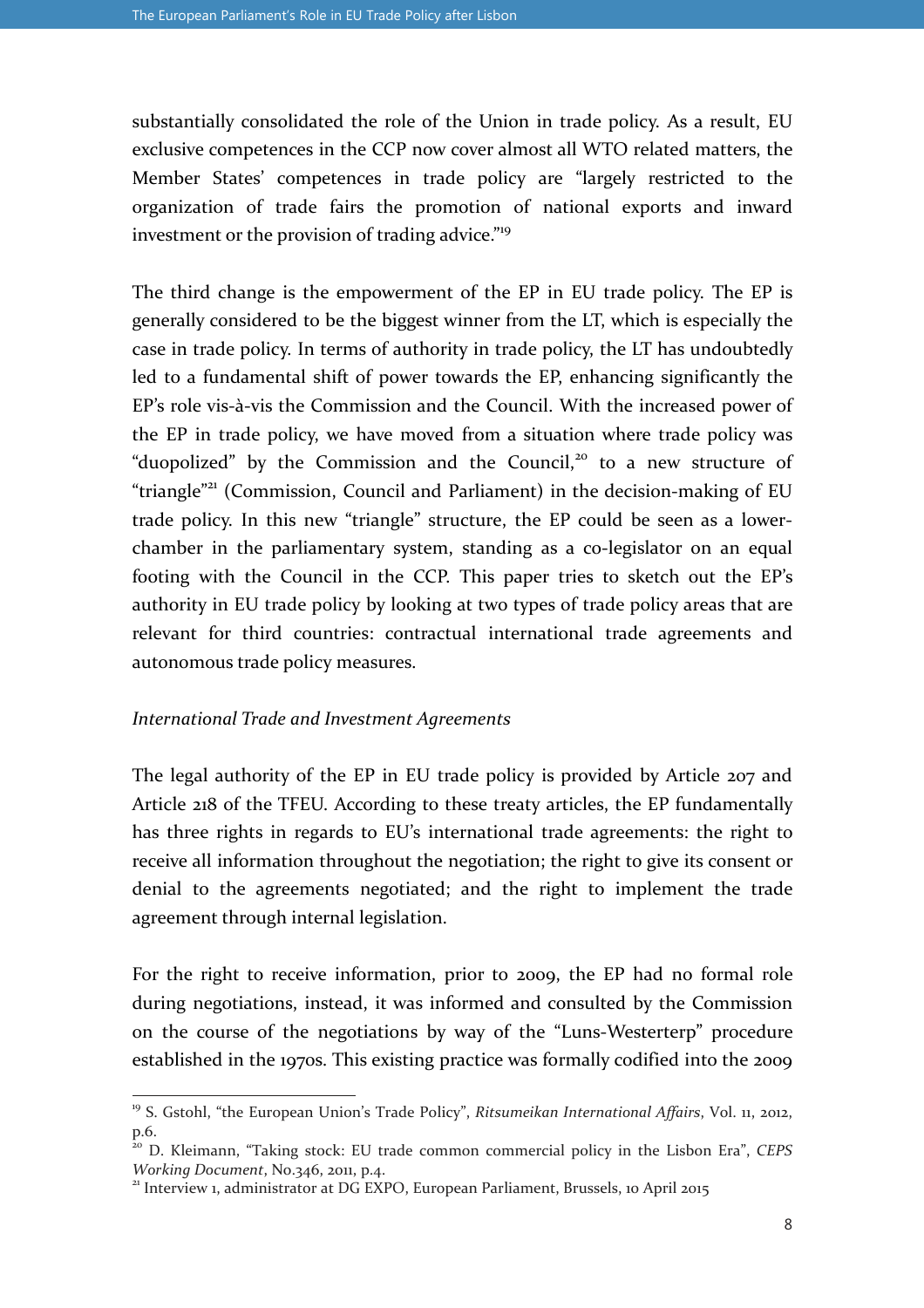substantially consolidated the role of the Union in trade policy. As a result, EU exclusive competences in the CCP now cover almost all WTO related matters, the Member States' competences in trade policy are "largely restricted to the organization of trade fairs the promotion of national exports and inward investment or the provision of trading advice."[19]

The third change is the empowerment of the EP in EU trade policy. The EP is generally considered to be the biggest winner from the LT, which is especially the case in trade policy. In terms of authority in trade policy, the LT has undoubtedly led to a fundamental shift of power towards the EP, enhancing significantly the EP's role vis-à-vis the Commission and the Council. With the increased power of the EP in trade policy, we have moved from a situation where trade policy was "duopolized" by the Commission and the Council,[20] to a new structure of "triangle"[21] (Commission, Council and Parliament) in the decision-making of EU trade policy. In this new "triangle" structure, the EP could be seen as a lower-chamber in the parliamentary system, standing as a co-legislator on an equal footing with the Council in the CCP. This paper tries to sketch out the EP's authority in EU trade policy by looking at two types of trade policy areas that are relevant for third countries: contractual international trade agreements and autonomous trade policy measures.

*International Trade and Investment Agreements*

The legal authority of the EP in EU trade policy is provided by Article 207 and Article 218 of the TFEU. According to these treaty articles, the EP fundamentally has three rights in regards to EU's international trade agreements: the right to receive all information throughout the negotiation; the right to give its consent or denial to the agreements negotiated; and the right to implement the trade agreement through internal legislation.

For the right to receive information, prior to 2009, the EP had no formal role during negotiations, instead, it was informed and consulted by the Commission on the course of the negotiations by way of the "Luns-Westerterp" procedure established in the 1970s. This existing practice was formally codified into the 2009

[19] S. Gstohl, "the European Union's Trade Policy", *Ritsumeikan International Affairs*, Vol. 11, 2012, p.6.

[20] D. Kleimann, "Taking stock: EU trade common commercial policy in the Lisbon Era", *CEPS Working Document*, No.346, 2011, p.4.

[21] Interview 1, administrator at DG EXPO, European Parliament, Brussels, 10 April 2015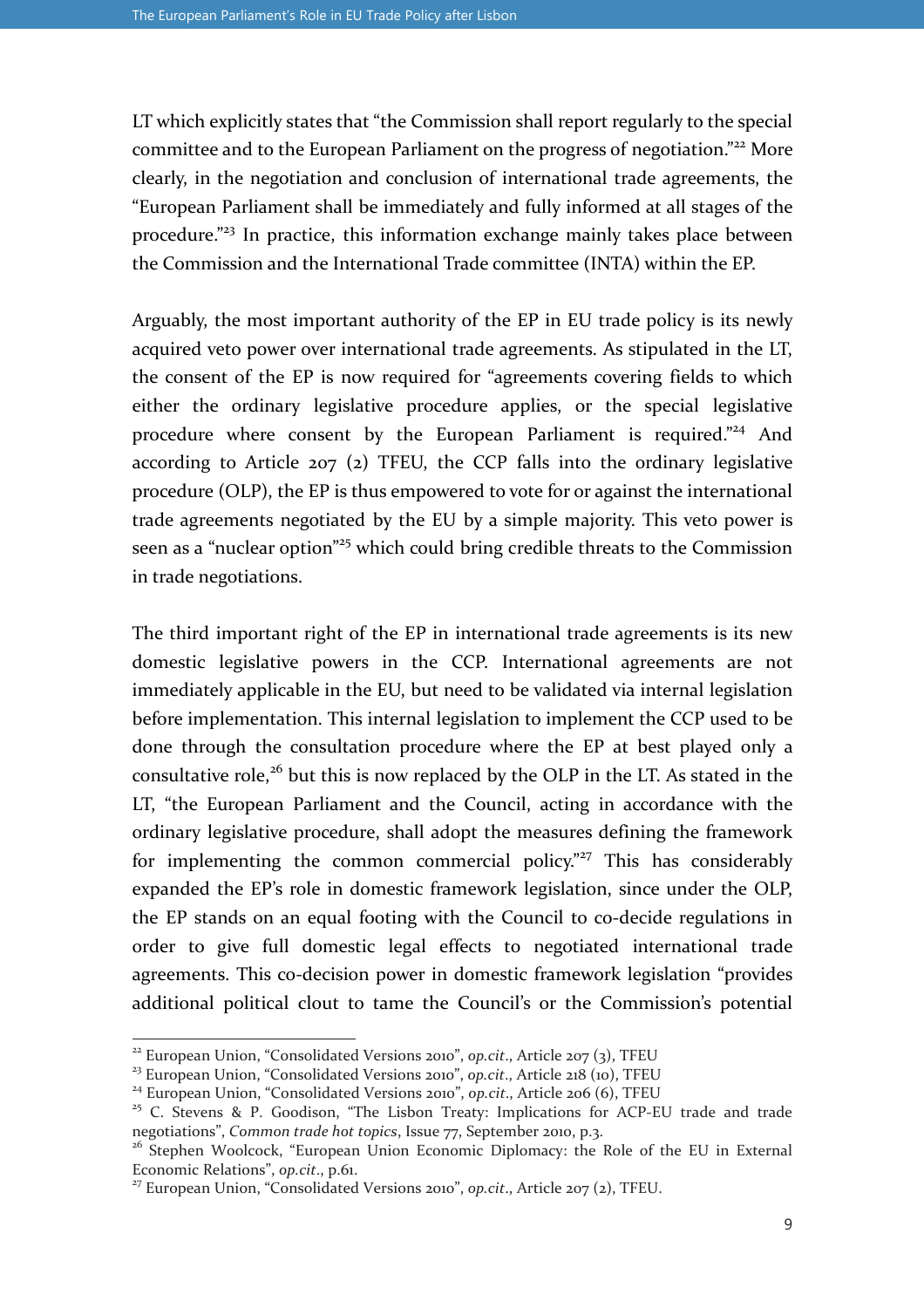LT which explicitly states that "the Commission shall report regularly to the special committee and to the European Parliament on the progress of negotiation."[22] More clearly, in the negotiation and conclusion of international trade agreements, the "European Parliament shall be immediately and fully informed at all stages of the procedure."[23] In practice, this information exchange mainly takes place between the Commission and the International Trade committee (INTA) within the EP.

Arguably, the most important authority of the EP in EU trade policy is its newly acquired veto power over international trade agreements. As stipulated in the LT, the consent of the EP is now required for "agreements covering fields to which either the ordinary legislative procedure applies, or the special legislative procedure where consent by the European Parliament is required."[24] And according to Article 207 (2) TFEU, the CCP falls into the ordinary legislative procedure (OLP), the EP is thus empowered to vote for or against the international trade agreements negotiated by the EU by a simple majority. This veto power is seen as a "nuclear option"[25] which could bring credible threats to the Commission in trade negotiations.

The third important right of the EP in international trade agreements is its new domestic legislative powers in the CCP. International agreements are not immediately applicable in the EU, but need to be validated via internal legislation before implementation. This internal legislation to implement the CCP used to be done through the consultation procedure where the EP at best played only a consultative role,[26] but this is now replaced by the OLP in the LT. As stated in the LT, "the European Parliament and the Council, acting in accordance with the ordinary legislative procedure, shall adopt the measures defining the framework for implementing the common commercial policy."[27] This has considerably expanded the EP's role in domestic framework legislation, since under the OLP, the EP stands on an equal footing with the Council to co-decide regulations in order to give full domestic legal effects to negotiated international trade agreements. This co-decision power in domestic framework legislation "provides additional political clout to tame the Council's or the Commission's potential

---

[22] European Union, "Consolidated Versions 2010", *op.cit*., Article 207 (3), TFEU

[23] European Union, "Consolidated Versions 2010", *op.cit*., Article 218 (10), TFEU

[24] European Union, "Consolidated Versions 2010", *op.cit*., Article 206 (6), TFEU

[25] C. Stevens & P. Goodison, "The Lisbon Treaty: Implications for ACP-EU trade and trade negotiations", *Common trade hot topics*, Issue 77, September 2010, p.3.

[26] Stephen Woolcock, "European Union Economic Diplomacy: the Role of the EU in External Economic Relations", *op.cit*., p.61.

[27] European Union, "Consolidated Versions 2010", *op.cit*., Article 207 (2), TFEU.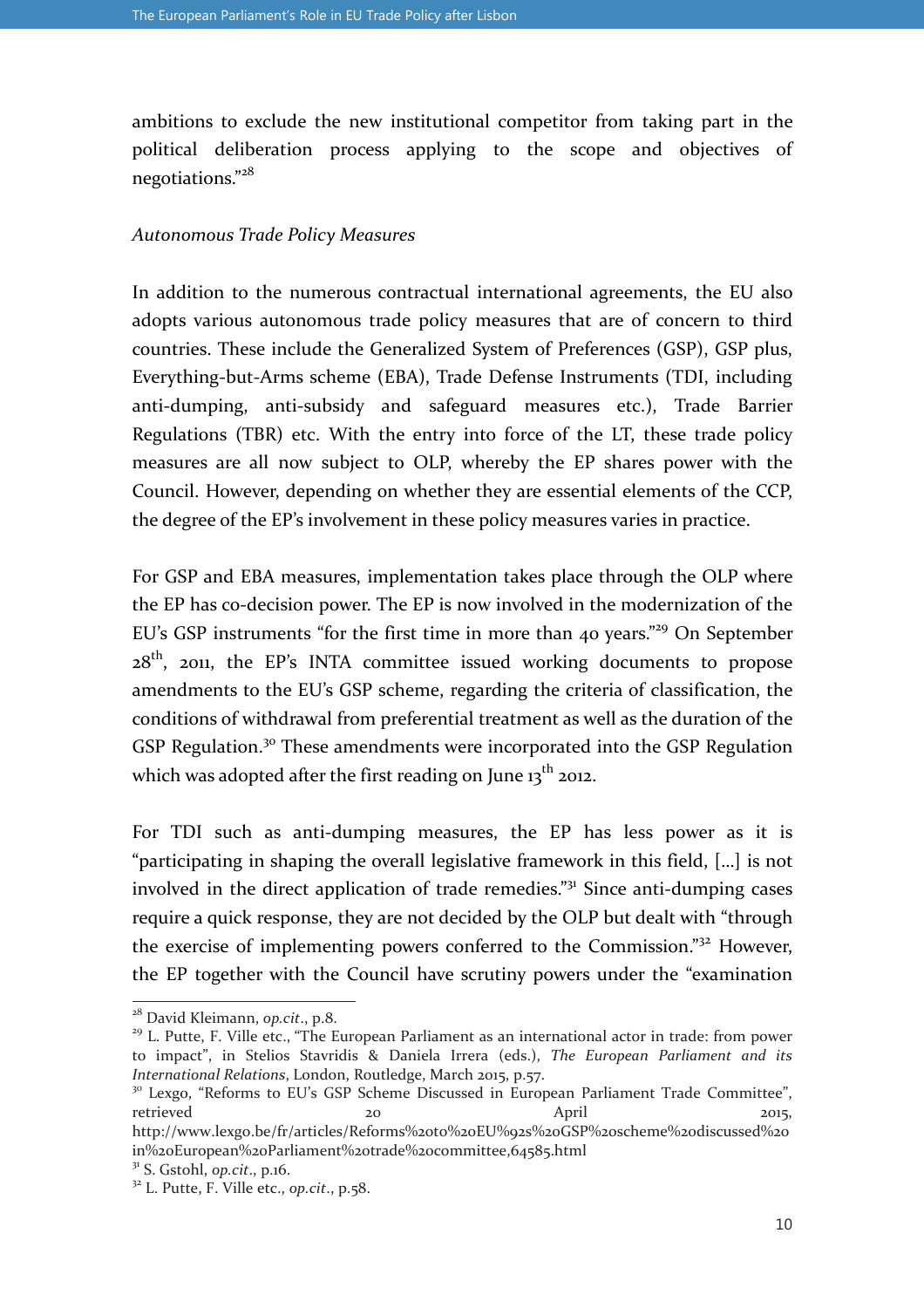ambitions to exclude the new institutional competitor from taking part in the political deliberation process applying to the scope and objectives of negotiations."[28]

*Autonomous Trade Policy Measures*

In addition to the numerous contractual international agreements, the EU also adopts various autonomous trade policy measures that are of concern to third countries. These include the Generalized System of Preferences (GSP), GSP plus, Everything-but-Arms scheme (EBA), Trade Defense Instruments (TDI, including anti-dumping, anti-subsidy and safeguard measures etc.), Trade Barrier Regulations (TBR) etc. With the entry into force of the LT, these trade policy measures are all now subject to OLP, whereby the EP shares power with the Council. However, depending on whether they are essential elements of the CCP, the degree of the EP's involvement in these policy measures varies in practice.

For GSP and EBA measures, implementation takes place through the OLP where the EP has co-decision power. The EP is now involved in the modernization of the EU's GSP instruments "for the first time in more than 40 years."[29] On September 28th, 2011, the EP's INTA committee issued working documents to propose amendments to the EU's GSP scheme, regarding the criteria of classification, the conditions of withdrawal from preferential treatment as well as the duration of the GSP Regulation.[30] These amendments were incorporated into the GSP Regulation which was adopted after the first reading on June 13th 2012.

For TDI such as anti-dumping measures, the EP has less power as it is "participating in shaping the overall legislative framework in this field, [...] is not involved in the direct application of trade remedies."[31] Since anti-dumping cases require a quick response, they are not decided by the OLP but dealt with "through the exercise of implementing powers conferred to the Commission."[32] However, the EP together with the Council have scrutiny powers under the "examination

---

[28] David Kleimann, *op.cit*., p.8.

[29] L. Putte, F. Ville etc., "The European Parliament as an international actor in trade: from power to impact", in Stelios Stavridis & Daniela Irrera (eds.), *The European Parliament and its International Relations*, London, Routledge, March 2015, p.57.

[30] Lexgo, "Reforms to EU's GSP Scheme Discussed in European Parliament Trade Committee", retrieved 20 April 2015, http://www.lexgo.be/fr/articles/Reforms%20to%20EU%92s%20GSP%20scheme%20discussed%20in%20European%20Parliament%20trade%20committee,64585.html

[31] S. Gstohl, *op.cit*., p.16.

[32] L. Putte, F. Ville etc., *op.cit*., p.58.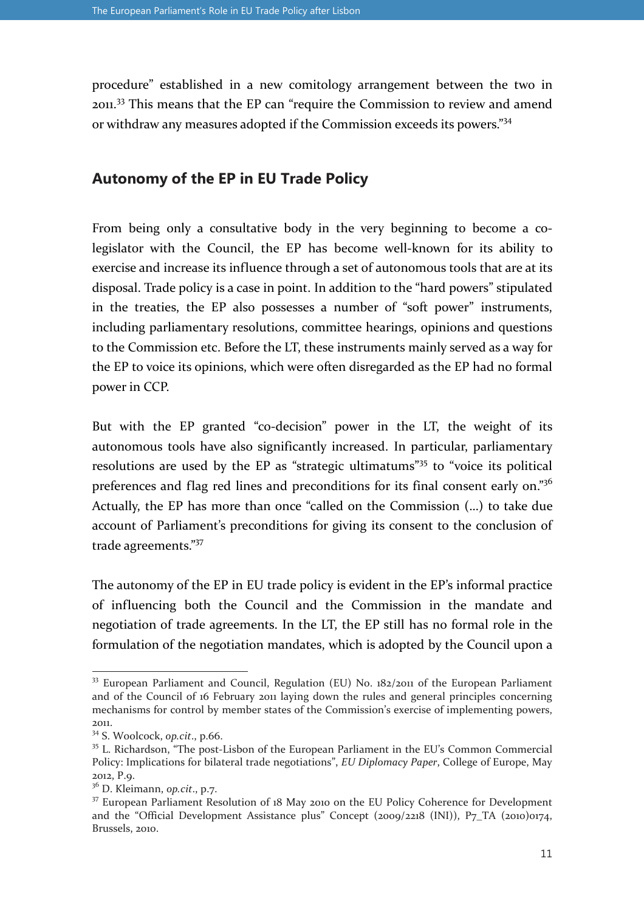procedure" established in a new comitology arrangement between the two in 2011.[33] This means that the EP can "require the Commission to review and amend or withdraw any measures adopted if the Commission exceeds its powers."[34]

## Autonomy of the EP in EU Trade Policy

From being only a consultative body in the very beginning to become a co-legislator with the Council, the EP has become well-known for its ability to exercise and increase its influence through a set of autonomous tools that are at its disposal. Trade policy is a case in point. In addition to the "hard powers" stipulated in the treaties, the EP also possesses a number of "soft power" instruments, including parliamentary resolutions, committee hearings, opinions and questions to the Commission etc. Before the LT, these instruments mainly served as a way for the EP to voice its opinions, which were often disregarded as the EP had no formal power in CCP.

But with the EP granted "co-decision" power in the LT, the weight of its autonomous tools have also significantly increased. In particular, parliamentary resolutions are used by the EP as "strategic ultimatums"[35] to "voice its political preferences and flag red lines and preconditions for its final consent early on."[36] Actually, the EP has more than once "called on the Commission (...) to take due account of Parliament's preconditions for giving its consent to the conclusion of trade agreements."[37]

The autonomy of the EP in EU trade policy is evident in the EP's informal practice of influencing both the Council and the Commission in the mandate and negotiation of trade agreements. In the LT, the EP still has no formal role in the formulation of the negotiation mandates, which is adopted by the Council upon a

---

[33] European Parliament and Council, Regulation (EU) No. 182/2011 of the European Parliament and of the Council of 16 February 2011 laying down the rules and general principles concerning mechanisms for control by member states of the Commission's exercise of implementing powers, 2011.

[34] S. Woolcock, *op.cit*., p.66.

[35] L. Richardson, "The post-Lisbon of the European Parliament in the EU's Common Commercial Policy: Implications for bilateral trade negotiations", *EU Diplomacy Paper*, College of Europe, May 2012, P.9.

[36] D. Kleimann, *op.cit*., p.7.

[37] European Parliament Resolution of 18 May 2010 on the EU Policy Coherence for Development and the "Official Development Assistance plus" Concept (2009/2218 (INI)), P7_TA (2010)0174, Brussels, 2010.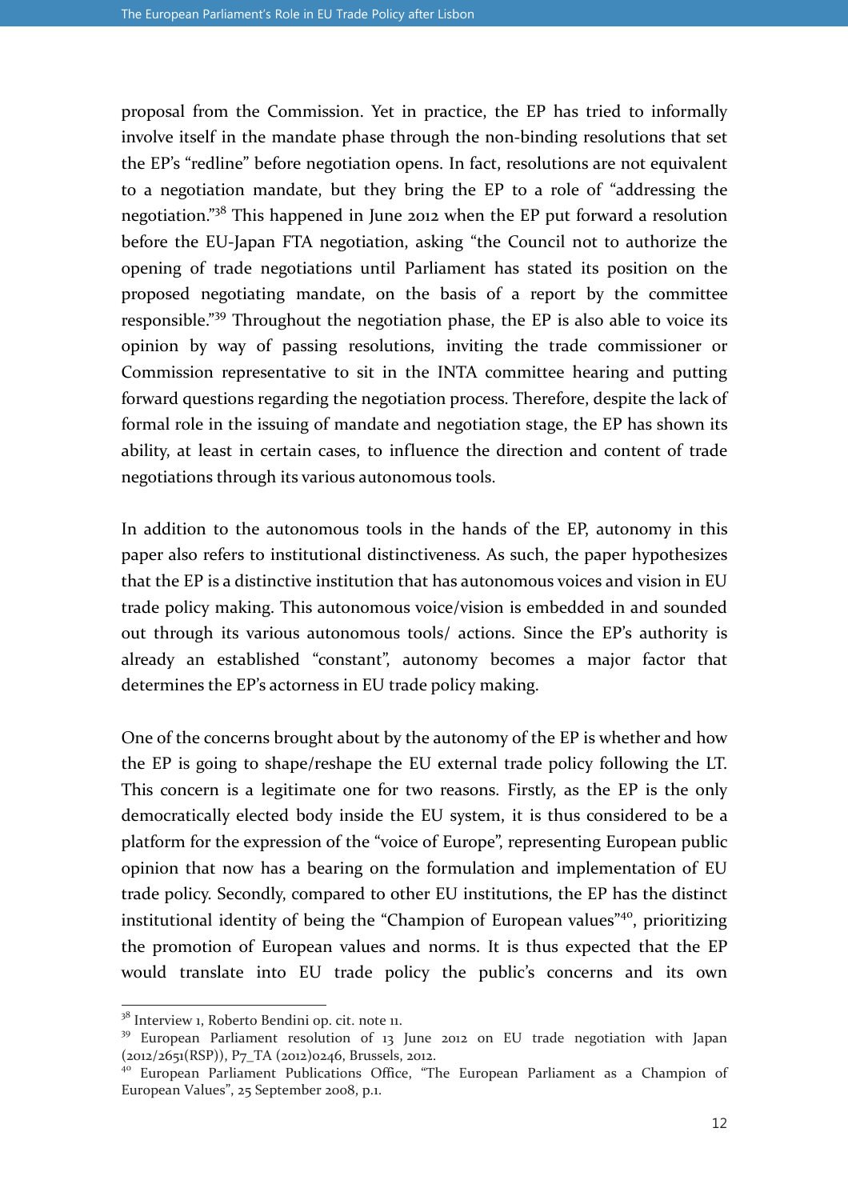proposal from the Commission. Yet in practice, the EP has tried to informally involve itself in the mandate phase through the non-binding resolutions that set the EP's "redline" before negotiation opens. In fact, resolutions are not equivalent to a negotiation mandate, but they bring the EP to a role of "addressing the negotiation."[38] This happened in June 2012 when the EP put forward a resolution before the EU-Japan FTA negotiation, asking "the Council not to authorize the opening of trade negotiations until Parliament has stated its position on the proposed negotiating mandate, on the basis of a report by the committee responsible."[39] Throughout the negotiation phase, the EP is also able to voice its opinion by way of passing resolutions, inviting the trade commissioner or Commission representative to sit in the INTA committee hearing and putting forward questions regarding the negotiation process. Therefore, despite the lack of formal role in the issuing of mandate and negotiation stage, the EP has shown its ability, at least in certain cases, to influence the direction and content of trade negotiations through its various autonomous tools.

In addition to the autonomous tools in the hands of the EP, autonomy in this paper also refers to institutional distinctiveness. As such, the paper hypothesizes that the EP is a distinctive institution that has autonomous voices and vision in EU trade policy making. This autonomous voice/vision is embedded in and sounded out through its various autonomous tools/ actions. Since the EP's authority is already an established "constant", autonomy becomes a major factor that determines the EP's actorness in EU trade policy making.

One of the concerns brought about by the autonomy of the EP is whether and how the EP is going to shape/reshape the EU external trade policy following the LT. This concern is a legitimate one for two reasons. Firstly, as the EP is the only democratically elected body inside the EU system, it is thus considered to be a platform for the expression of the "voice of Europe", representing European public opinion that now has a bearing on the formulation and implementation of EU trade policy. Secondly, compared to other EU institutions, the EP has the distinct institutional identity of being the "Champion of European values"[40], prioritizing the promotion of European values and norms. It is thus expected that the EP would translate into EU trade policy the public's concerns and its own

---

[38] Interview 1, Roberto Bendini op. cit. note 11.

[39] European Parliament resolution of 13 June 2012 on EU trade negotiation with Japan (2012/2651(RSP)), P7_TA (2012)0246, Brussels, 2012.

[40] European Parliament Publications Office, "The European Parliament as a Champion of European Values", 25 September 2008, p.1.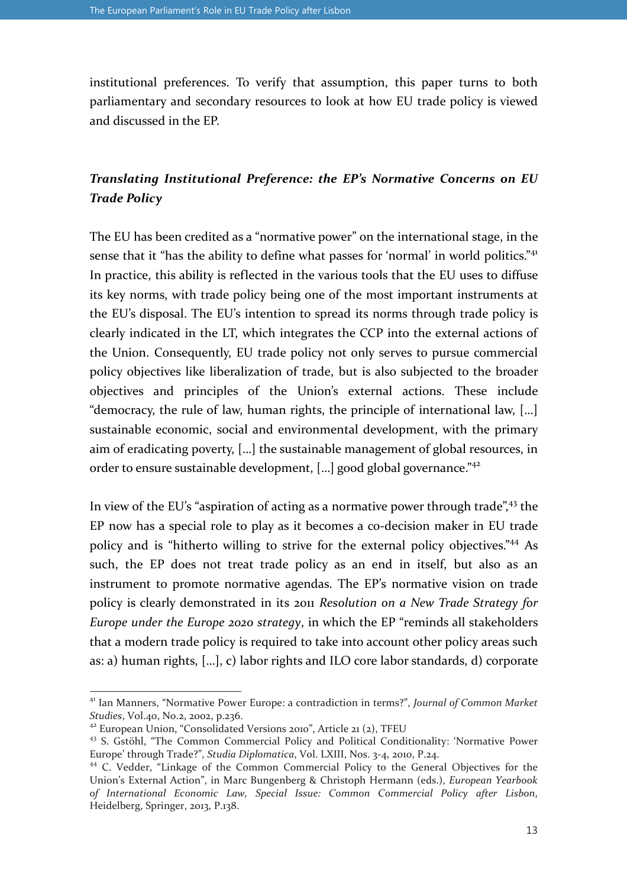institutional preferences. To verify that assumption, this paper turns to both parliamentary and secondary resources to look at how EU trade policy is viewed and discussed in the EP.

### *Translating Institutional Preference: the EP's Normative Concerns on EU Trade Policy*

The EU has been credited as a "normative power" on the international stage, in the sense that it "has the ability to define what passes for 'normal' in world politics."[41] In practice, this ability is reflected in the various tools that the EU uses to diffuse its key norms, with trade policy being one of the most important instruments at the EU's disposal. The EU's intention to spread its norms through trade policy is clearly indicated in the LT, which integrates the CCP into the external actions of the Union. Consequently, EU trade policy not only serves to pursue commercial policy objectives like liberalization of trade, but is also subjected to the broader objectives and principles of the Union's external actions. These include "democracy, the rule of law, human rights, the principle of international law, [...] sustainable economic, social and environmental development, with the primary aim of eradicating poverty, [...] the sustainable management of global resources, in order to ensure sustainable development, [...] good global governance."[42]

In view of the EU's "aspiration of acting as a normative power through trade",[43] the EP now has a special role to play as it becomes a co-decision maker in EU trade policy and is "hitherto willing to strive for the external policy objectives."[44] As such, the EP does not treat trade policy as an end in itself, but also as an instrument to promote normative agendas. The EP's normative vision on trade policy is clearly demonstrated in its 2011 *Resolution on a New Trade Strategy for Europe under the Europe 2020 strategy*, in which the EP "reminds all stakeholders that a modern trade policy is required to take into account other policy areas such as: a) human rights, [...], c) labor rights and ILO core labor standards, d) corporate

---

[41] Ian Manners, "Normative Power Europe: a contradiction in terms?", *Journal of Common Market Studies*, Vol.40, No.2, 2002, p.236.

[42] European Union, "Consolidated Versions 2010", Article 21 (2), TFEU

[43] S. Gstöhl, "The Common Commercial Policy and Political Conditionality: 'Normative Power Europe' through Trade?", *Studia Diplomatica*, Vol. LXIII, Nos. 3-4, 2010, P.24.

[44] C. Vedder, "Linkage of the Common Commercial Policy to the General Objectives for the Union's External Action", in Marc Bungenberg & Christoph Hermann (eds.), *European Yearbook of International Economic Law, Special Issue: Common Commercial Policy after Lisbon*, Heidelberg, Springer, 2013, P.138.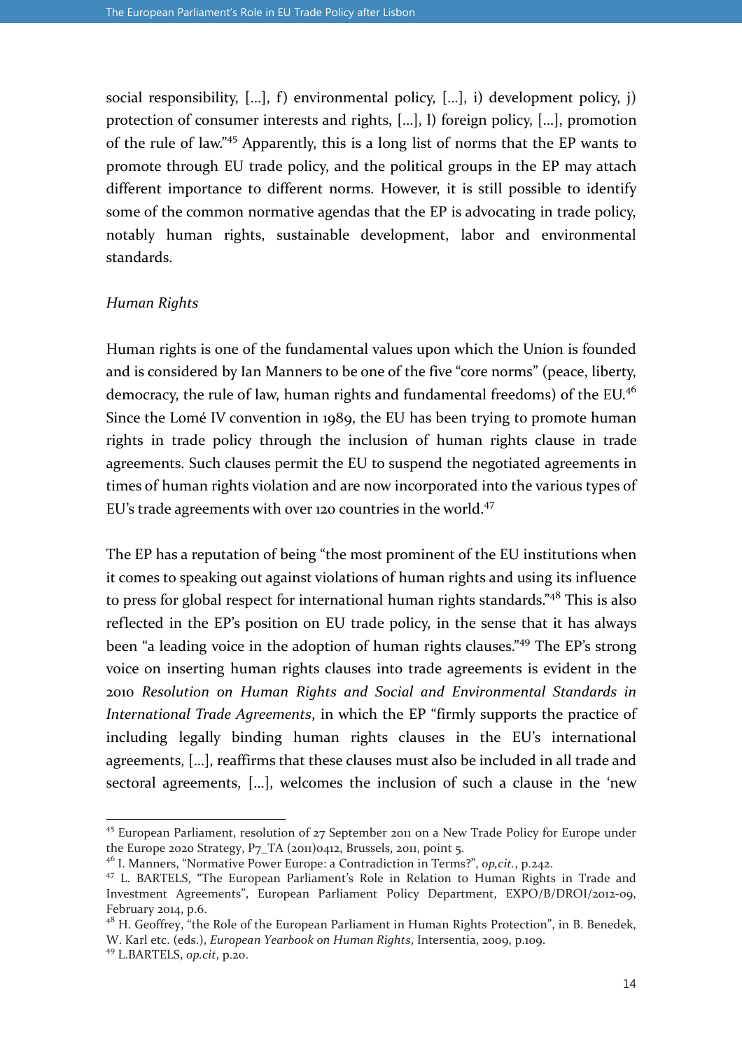social responsibility, [...], f) environmental policy, [...], i) development policy, j) protection of consumer interests and rights, [...], l) foreign policy, [...], promotion of the rule of law."[45] Apparently, this is a long list of norms that the EP wants to promote through EU trade policy, and the political groups in the EP may attach different importance to different norms. However, it is still possible to identify some of the common normative agendas that the EP is advocating in trade policy, notably human rights, sustainable development, labor and environmental standards.

*Human Rights*

Human rights is one of the fundamental values upon which the Union is founded and is considered by Ian Manners to be one of the five "core norms" (peace, liberty, democracy, the rule of law, human rights and fundamental freedoms) of the EU.[46] Since the Lomé IV convention in 1989, the EU has been trying to promote human rights in trade policy through the inclusion of human rights clause in trade agreements. Such clauses permit the EU to suspend the negotiated agreements in times of human rights violation and are now incorporated into the various types of EU's trade agreements with over 120 countries in the world.[47]

The EP has a reputation of being "the most prominent of the EU institutions when it comes to speaking out against violations of human rights and using its influence to press for global respect for international human rights standards."[48] This is also reflected in the EP's position on EU trade policy, in the sense that it has always been "a leading voice in the adoption of human rights clauses."[49] The EP's strong voice on inserting human rights clauses into trade agreements is evident in the 2010 *Resolution on Human Rights and Social and Environmental Standards in International Trade Agreements*, in which the EP "firmly supports the practice of including legally binding human rights clauses in the EU's international agreements, [...], reaffirms that these clauses must also be included in all trade and sectoral agreements, [...], welcomes the inclusion of such a clause in the 'new

---

[45] European Parliament, resolution of 27 September 2011 on a New Trade Policy for Europe under the Europe 2020 Strategy, P7_TA (2011)0412, Brussels, 2011, point 5.

[46] I. Manners, "Normative Power Europe: a Contradiction in Terms?", *op,cit.*, p.242.

[47] L. BARTELS, "The European Parliament's Role in Relation to Human Rights in Trade and Investment Agreements", European Parliament Policy Department, EXPO/B/DROI/2012-09, February 2014, p.6.

[48] H. Geoffrey, "the Role of the European Parliament in Human Rights Protection", in B. Benedek, W. Karl etc. (eds.), *European Yearbook on Human Rights*, Intersentia, 2009, p.109.

[49] L.BARTELS, *op.cit*, p.20.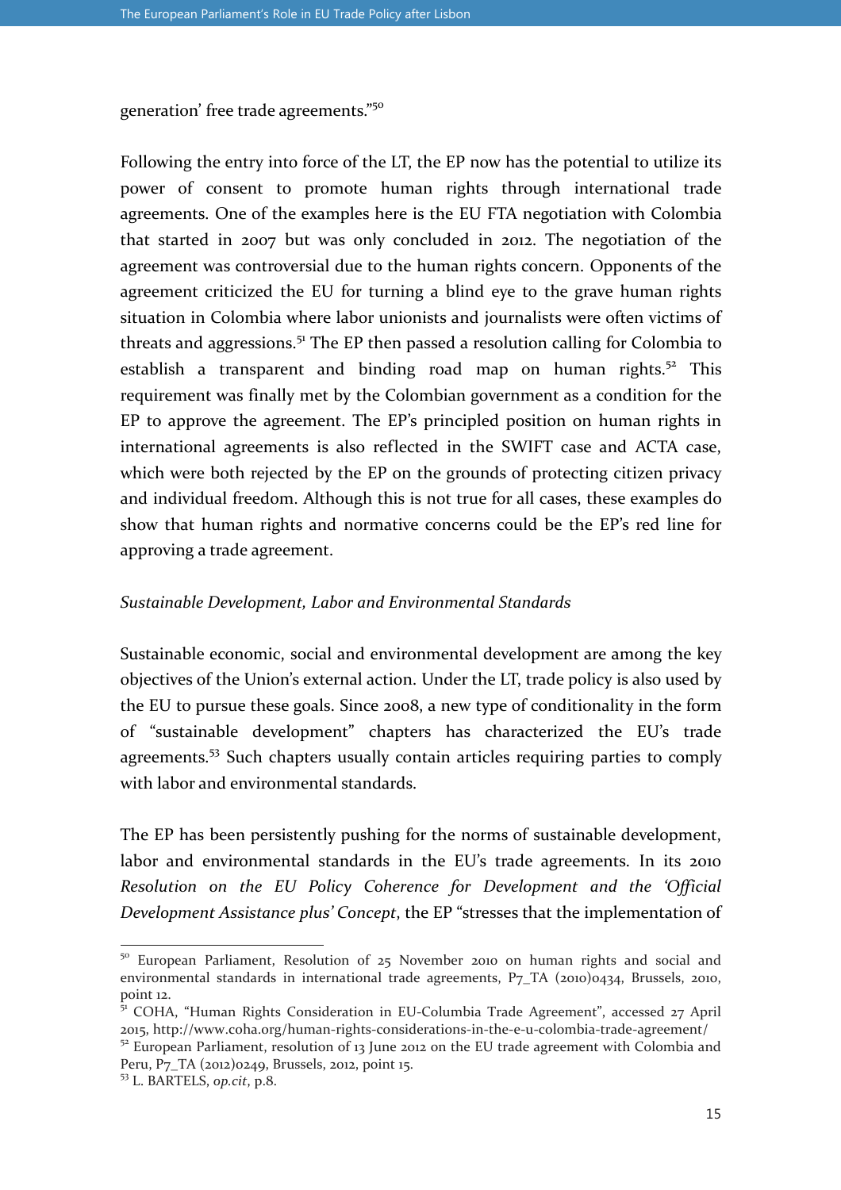generation' free trade agreements."[50]

Following the entry into force of the LT, the EP now has the potential to utilize its power of consent to promote human rights through international trade agreements. One of the examples here is the EU FTA negotiation with Colombia that started in 2007 but was only concluded in 2012. The negotiation of the agreement was controversial due to the human rights concern. Opponents of the agreement criticized the EU for turning a blind eye to the grave human rights situation in Colombia where labor unionists and journalists were often victims of threats and aggressions.[51] The EP then passed a resolution calling for Colombia to establish a transparent and binding road map on human rights.[52] This requirement was finally met by the Colombian government as a condition for the EP to approve the agreement. The EP's principled position on human rights in international agreements is also reflected in the SWIFT case and ACTA case, which were both rejected by the EP on the grounds of protecting citizen privacy and individual freedom. Although this is not true for all cases, these examples do show that human rights and normative concerns could be the EP's red line for approving a trade agreement.

*Sustainable Development, Labor and Environmental Standards*

Sustainable economic, social and environmental development are among the key objectives of the Union's external action. Under the LT, trade policy is also used by the EU to pursue these goals. Since 2008, a new type of conditionality in the form of "sustainable development" chapters has characterized the EU's trade agreements.[53] Such chapters usually contain articles requiring parties to comply with labor and environmental standards.

The EP has been persistently pushing for the norms of sustainable development, labor and environmental standards in the EU's trade agreements. In its 2010 *Resolution on the EU Policy Coherence for Development and the 'Official Development Assistance plus' Concept*, the EP "stresses that the implementation of

---

[50] European Parliament, Resolution of 25 November 2010 on human rights and social and environmental standards in international trade agreements, P7_TA (2010)0434, Brussels, 2010, point 12.

[51] COHA, "Human Rights Consideration in EU-Columbia Trade Agreement", accessed 27 April 2015, http://www.coha.org/human-rights-considerations-in-the-e-u-colombia-trade-agreement/

[52] European Parliament, resolution of 13 June 2012 on the EU trade agreement with Colombia and Peru, P7_TA (2012)0249, Brussels, 2012, point 15.

[53] L. BARTELS, *op.cit*, p.8.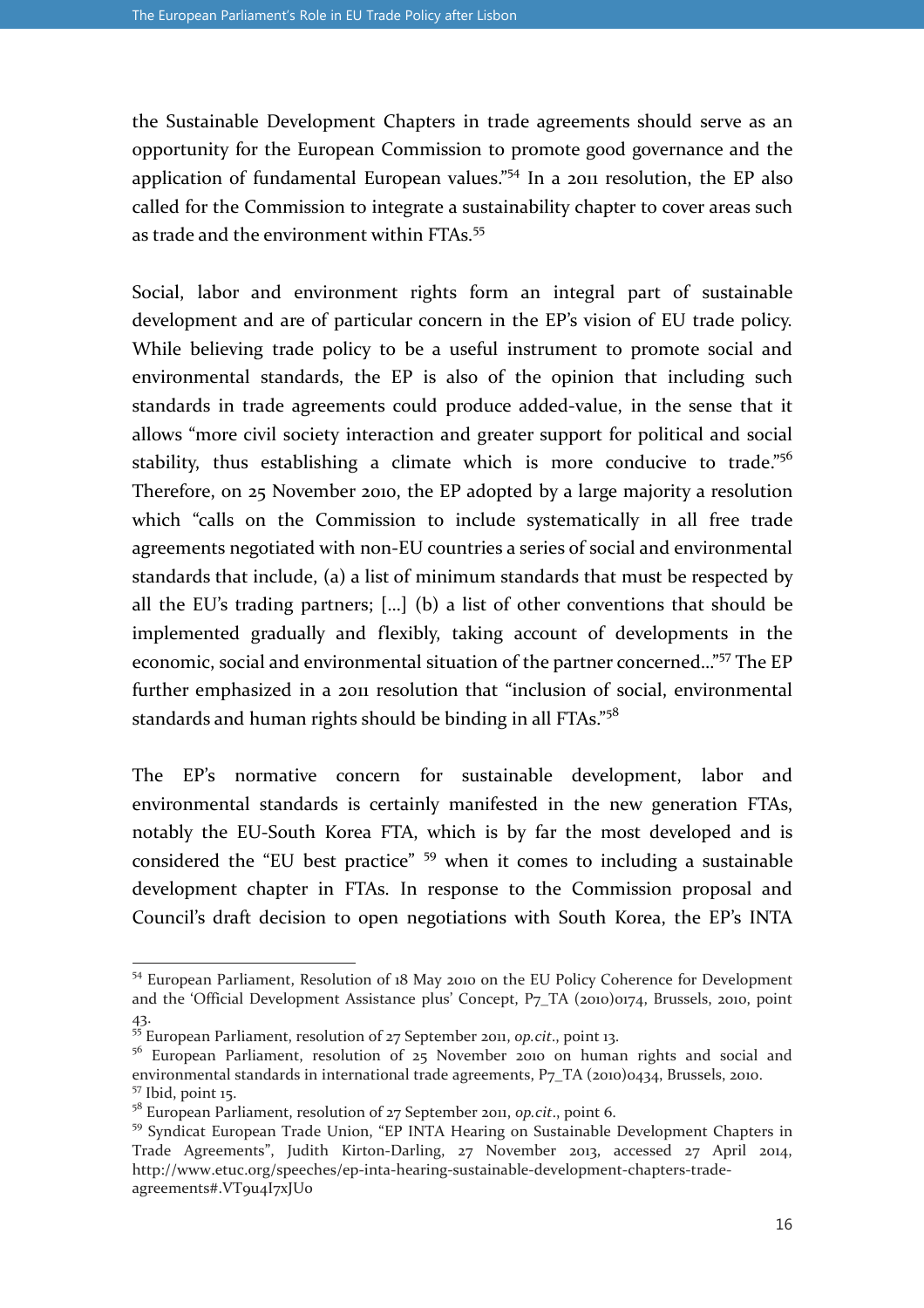the Sustainable Development Chapters in trade agreements should serve as an opportunity for the European Commission to promote good governance and the application of fundamental European values."[54] In a 2011 resolution, the EP also called for the Commission to integrate a sustainability chapter to cover areas such as trade and the environment within FTAs.[55]

Social, labor and environment rights form an integral part of sustainable development and are of particular concern in the EP's vision of EU trade policy. While believing trade policy to be a useful instrument to promote social and environmental standards, the EP is also of the opinion that including such standards in trade agreements could produce added-value, in the sense that it allows "more civil society interaction and greater support for political and social stability, thus establishing a climate which is more conducive to trade."[56] Therefore, on 25 November 2010, the EP adopted by a large majority a resolution which "calls on the Commission to include systematically in all free trade agreements negotiated with non-EU countries a series of social and environmental standards that include, (a) a list of minimum standards that must be respected by all the EU's trading partners; […] (b) a list of other conventions that should be implemented gradually and flexibly, taking account of developments in the economic, social and environmental situation of the partner concerned…"[57] The EP further emphasized in a 2011 resolution that "inclusion of social, environmental standards and human rights should be binding in all FTAs."[58]

The EP's normative concern for sustainable development, labor and environmental standards is certainly manifested in the new generation FTAs, notably the EU-South Korea FTA, which is by far the most developed and is considered the "EU best practice" [59] when it comes to including a sustainable development chapter in FTAs. In response to the Commission proposal and Council's draft decision to open negotiations with South Korea, the EP's INTA

---

[54] European Parliament, Resolution of 18 May 2010 on the EU Policy Coherence for Development and the 'Official Development Assistance plus' Concept, P7_TA (2010)0174, Brussels, 2010, point 43.

[55] European Parliament, resolution of 27 September 2011, *op.cit*., point 13.

[56] European Parliament, resolution of 25 November 2010 on human rights and social and environmental standards in international trade agreements, P7_TA (2010)0434, Brussels, 2010.

[57] Ibid, point 15.

[58] European Parliament, resolution of 27 September 2011, *op.cit*., point 6.

[59] Syndicat European Trade Union, "EP INTA Hearing on Sustainable Development Chapters in Trade Agreements", Judith Kirton-Darling, 27 November 2013, accessed 27 April 2014, http://www.etuc.org/speeches/ep-inta-hearing-sustainable-development-chapters-trade-agreements#.VT9u4I7xJUo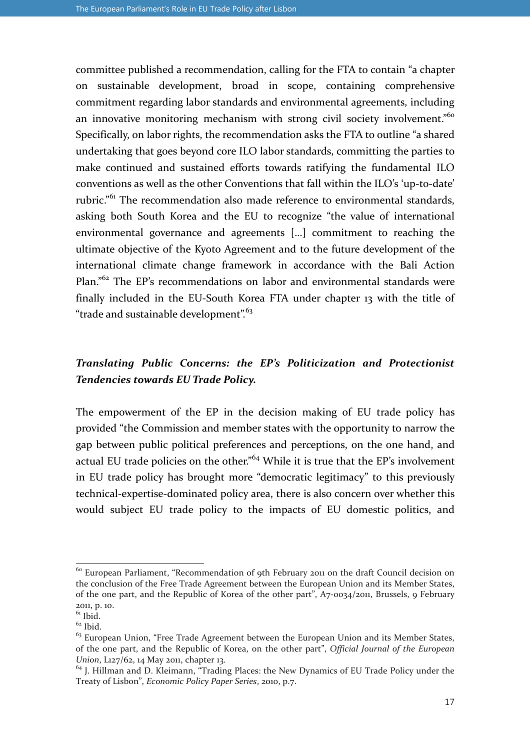committee published a recommendation, calling for the FTA to contain "a chapter on sustainable development, broad in scope, containing comprehensive commitment regarding labor standards and environmental agreements, including an innovative monitoring mechanism with strong civil society involvement."[60] Specifically, on labor rights, the recommendation asks the FTA to outline "a shared undertaking that goes beyond core ILO labor standards, committing the parties to make continued and sustained efforts towards ratifying the fundamental ILO conventions as well as the other Conventions that fall within the ILO's 'up-to-date' rubric."[61] The recommendation also made reference to environmental standards, asking both South Korea and the EU to recognize "the value of international environmental governance and agreements [...] commitment to reaching the ultimate objective of the Kyoto Agreement and to the future development of the international climate change framework in accordance with the Bali Action Plan."[62] The EP's recommendations on labor and environmental standards were finally included in the EU-South Korea FTA under chapter 13 with the title of "trade and sustainable development".[63]

### *Translating Public Concerns: the EP's Politicization and Protectionist Tendencies towards EU Trade Policy.*

The empowerment of the EP in the decision making of EU trade policy has provided "the Commission and member states with the opportunity to narrow the gap between public political preferences and perceptions, on the one hand, and actual EU trade policies on the other."[64] While it is true that the EP's involvement in EU trade policy has brought more "democratic legitimacy" to this previously technical-expertise-dominated policy area, there is also concern over whether this would subject EU trade policy to the impacts of EU domestic politics, and

---

[60] European Parliament, "Recommendation of 9th February 2011 on the draft Council decision on the conclusion of the Free Trade Agreement between the European Union and its Member States, of the one part, and the Republic of Korea of the other part", A7-0034/2011, Brussels, 9 February 2011, p. 10.

[61] Ibid.

[62] Ibid.

[63] European Union, "Free Trade Agreement between the European Union and its Member States, of the one part, and the Republic of Korea, on the other part", *Official Journal of the European Union*, L127/62, 14 May 2011, chapter 13.

[64] J. Hillman and D. Kleimann, "Trading Places: the New Dynamics of EU Trade Policy under the Treaty of Lisbon", *Economic Policy Paper Series*, 2010, p.7.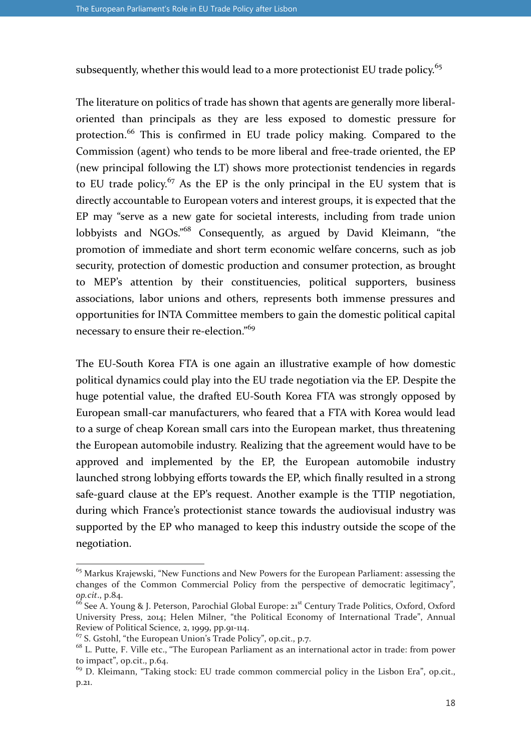subsequently, whether this would lead to a more protectionist EU trade policy.[65]

The literature on politics of trade has shown that agents are generally more liberal-oriented than principals as they are less exposed to domestic pressure for protection.[66] This is confirmed in EU trade policy making. Compared to the Commission (agent) who tends to be more liberal and free-trade oriented, the EP (new principal following the LT) shows more protectionist tendencies in regards to EU trade policy.[67] As the EP is the only principal in the EU system that is directly accountable to European voters and interest groups, it is expected that the EP may "serve as a new gate for societal interests, including from trade union lobbyists and NGOs."[68] Consequently, as argued by David Kleimann, "the promotion of immediate and short term economic welfare concerns, such as job security, protection of domestic production and consumer protection, as brought to MEP's attention by their constituencies, political supporters, business associations, labor unions and others, represents both immense pressures and opportunities for INTA Committee members to gain the domestic political capital necessary to ensure their re-election."[69]

The EU-South Korea FTA is one again an illustrative example of how domestic political dynamics could play into the EU trade negotiation via the EP. Despite the huge potential value, the drafted EU-South Korea FTA was strongly opposed by European small-car manufacturers, who feared that a FTA with Korea would lead to a surge of cheap Korean small cars into the European market, thus threatening the European automobile industry. Realizing that the agreement would have to be approved and implemented by the EP, the European automobile industry launched strong lobbying efforts towards the EP, which finally resulted in a strong safe-guard clause at the EP's request. Another example is the TTIP negotiation, during which France's protectionist stance towards the audiovisual industry was supported by the EP who managed to keep this industry outside the scope of the negotiation.

---

[65] Markus Krajewski, "New Functions and New Powers for the European Parliament: assessing the changes of the Common Commercial Policy from the perspective of democratic legitimacy", *op.cit*., p.84.

[66] See A. Young & J. Peterson, Parochial Global Europe: 21st Century Trade Politics, Oxford, Oxford University Press, 2014; Helen Milner, "the Political Economy of International Trade", Annual Review of Political Science, 2, 1999, pp.91-114.

[67] S. Gstohl, "the European Union's Trade Policy", op.cit., p.7.

[68] L. Putte, F. Ville etc., "The European Parliament as an international actor in trade: from power to impact", op.cit., p.64.

[69] D. Kleimann, "Taking stock: EU trade common commercial policy in the Lisbon Era", op.cit., p.21.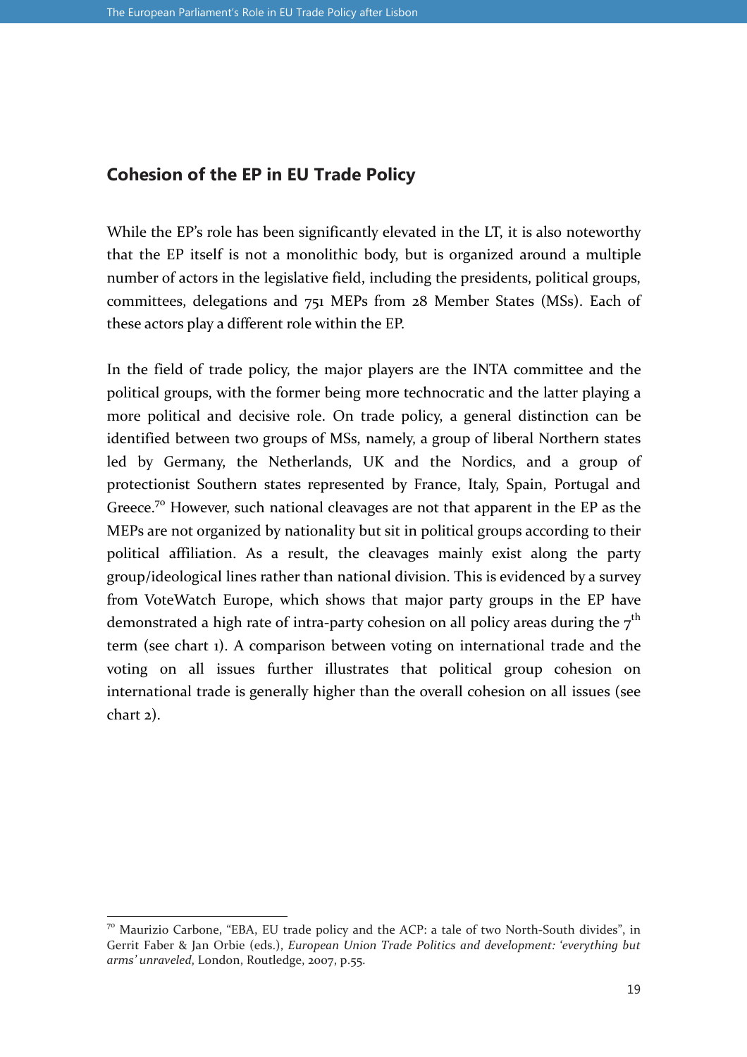## Cohesion of the EP in EU Trade Policy

While the EP's role has been significantly elevated in the LT, it is also noteworthy that the EP itself is not a monolithic body, but is organized around a multiple number of actors in the legislative field, including the presidents, political groups, committees, delegations and 751 MEPs from 28 Member States (MSs). Each of these actors play a different role within the EP.

In the field of trade policy, the major players are the INTA committee and the political groups, with the former being more technocratic and the latter playing a more political and decisive role. On trade policy, a general distinction can be identified between two groups of MSs, namely, a group of liberal Northern states led by Germany, the Netherlands, UK and the Nordics, and a group of protectionist Southern states represented by France, Italy, Spain, Portugal and Greece.[70] However, such national cleavages are not that apparent in the EP as the MEPs are not organized by nationality but sit in political groups according to their political affiliation. As a result, the cleavages mainly exist along the party group/ideological lines rather than national division. This is evidenced by a survey from VoteWatch Europe, which shows that major party groups in the EP have demonstrated a high rate of intra-party cohesion on all policy areas during the 7th term (see chart 1). A comparison between voting on international trade and the voting on all issues further illustrates that political group cohesion on international trade is generally higher than the overall cohesion on all issues (see chart 2).

[70] Maurizio Carbone, "EBA, EU trade policy and the ACP: a tale of two North-South divides", in Gerrit Faber & Jan Orbie (eds.), *European Union Trade Politics and development: 'everything but arms' unraveled*, London, Routledge, 2007, p.55.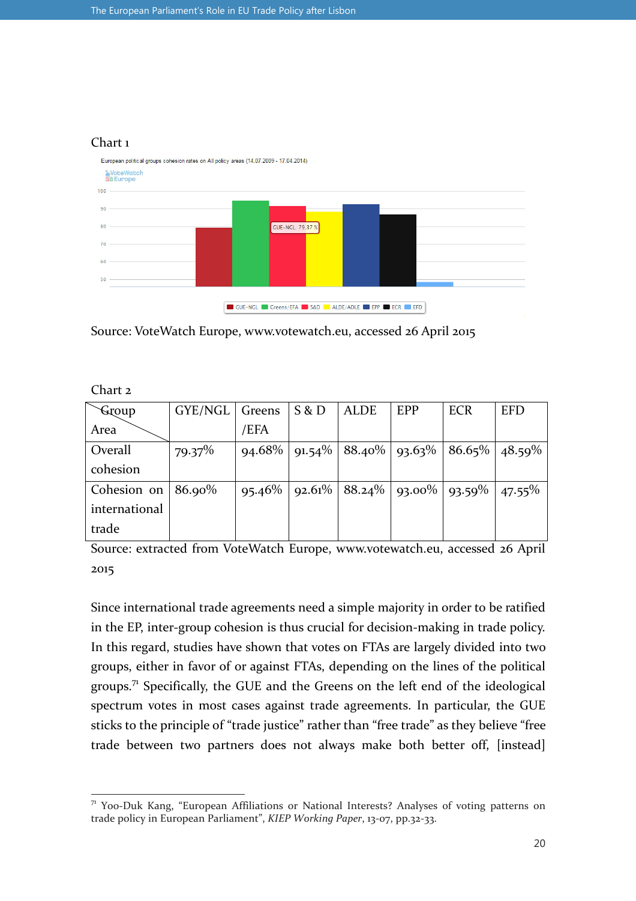Chart 1

European political groups cohesion rates on All policy areas (14.07.2009 - 17.04.2014)

Source: VoteWatch Europe, www.votewatch.eu, accessed 26 April 2015

Chart 2

| Group / Area | GYE/NGL | Greens /EFA | S & D | ALDE | EPP | ECR | EFD |
|---|---|---|---|---|---|---|---|
| Overall cohesion | 79.37% | 94.68% | 91.54% | 88.40% | 93.63% | 86.65% | 48.59% |
| Cohesion on international trade | 86.90% | 95.46% | 92.61% | 88.24% | 93.00% | 93.59% | 47.55% |

Source: extracted from VoteWatch Europe, www.votewatch.eu, accessed 26 April 2015

Since international trade agreements need a simple majority in order to be ratified in the EP, inter-group cohesion is thus crucial for decision-making in trade policy. In this regard, studies have shown that votes on FTAs are largely divided into two groups, either in favor of or against FTAs, depending on the lines of the political groups.[71] Specifically, the GUE and the Greens on the left end of the ideological spectrum votes in most cases against trade agreements. In particular, the GUE sticks to the principle of "trade justice" rather than "free trade" as they believe "free trade between two partners does not always make both better off, [instead]

---

[71] Yoo-Duk Kang, "European Affiliations or National Interests? Analyses of voting patterns on trade policy in European Parliament", *KIEP Working Paper*, 13-07, pp.32-33.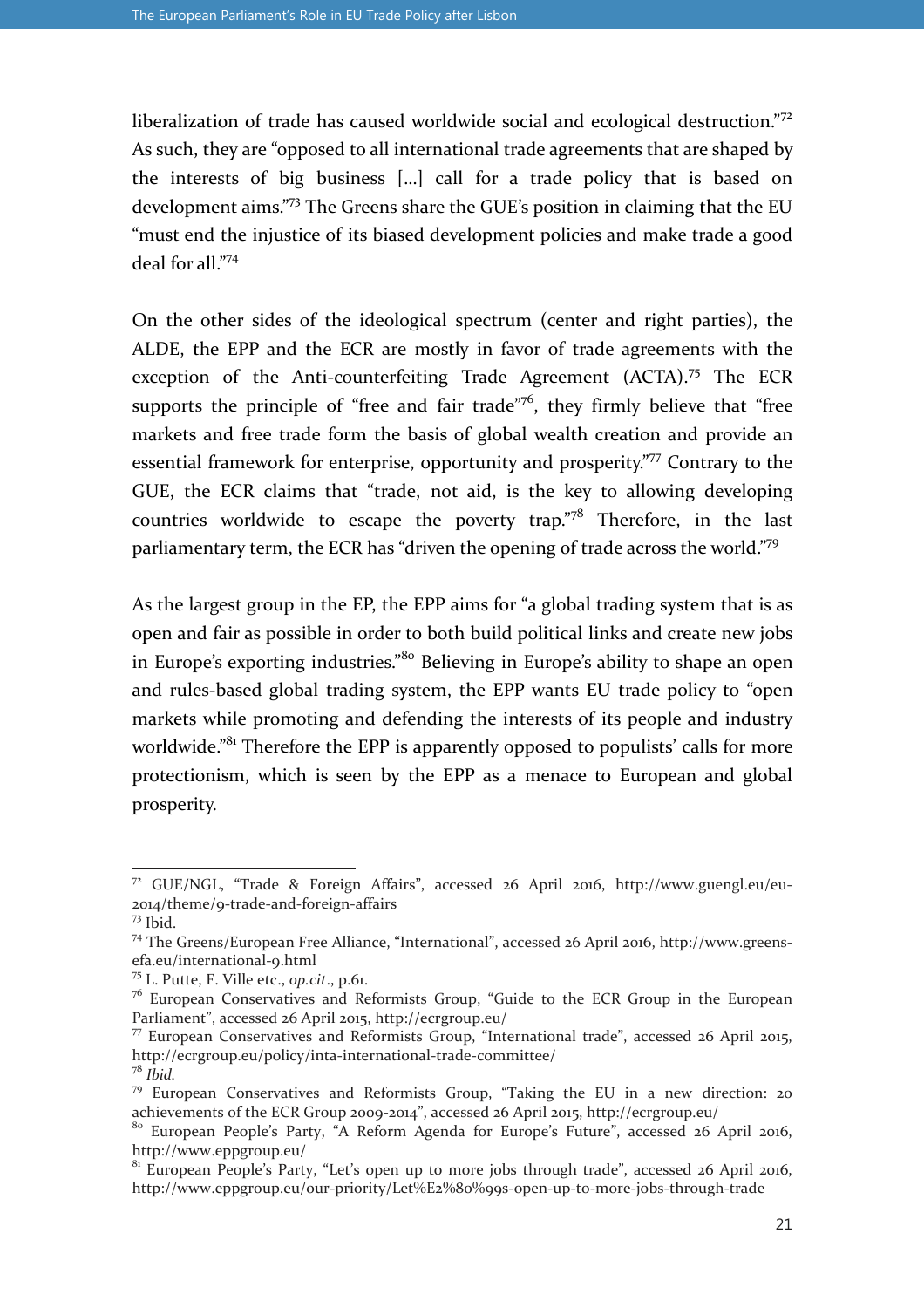liberalization of trade has caused worldwide social and ecological destruction."[72] As such, they are "opposed to all international trade agreements that are shaped by the interests of big business [...] call for a trade policy that is based on development aims."[73] The Greens share the GUE's position in claiming that the EU "must end the injustice of its biased development policies and make trade a good deal for all."[74]

On the other sides of the ideological spectrum (center and right parties), the ALDE, the EPP and the ECR are mostly in favor of trade agreements with the exception of the Anti-counterfeiting Trade Agreement (ACTA).[75] The ECR supports the principle of "free and fair trade"[76], they firmly believe that "free markets and free trade form the basis of global wealth creation and provide an essential framework for enterprise, opportunity and prosperity."[77] Contrary to the GUE, the ECR claims that "trade, not aid, is the key to allowing developing countries worldwide to escape the poverty trap."[78] Therefore, in the last parliamentary term, the ECR has "driven the opening of trade across the world."[79]

As the largest group in the EP, the EPP aims for "a global trading system that is as open and fair as possible in order to both build political links and create new jobs in Europe's exporting industries."[80] Believing in Europe's ability to shape an open and rules-based global trading system, the EPP wants EU trade policy to "open markets while promoting and defending the interests of its people and industry worldwide."[81] Therefore the EPP is apparently opposed to populists' calls for more protectionism, which is seen by the EPP as a menace to European and global prosperity.

---

[72] GUE/NGL, "Trade & Foreign Affairs", accessed 26 April 2016, http://www.guengl.eu/eu-2014/theme/9-trade-and-foreign-affairs

[73] Ibid.

[74] The Greens/European Free Alliance, "International", accessed 26 April 2016, http://www.greens-efa.eu/international-9.html

[75] L. Putte, F. Ville etc., *op.cit*., p.61.

[76] European Conservatives and Reformists Group, "Guide to the ECR Group in the European Parliament", accessed 26 April 2015, http://ecrgroup.eu/

[77] European Conservatives and Reformists Group, "International trade", accessed 26 April 2015, http://ecrgroup.eu/policy/inta-international-trade-committee/

[78] *Ibid.*

[79] European Conservatives and Reformists Group, "Taking the EU in a new direction: 20 achievements of the ECR Group 2009-2014", accessed 26 April 2015, http://ecrgroup.eu/

[80] European People's Party, "A Reform Agenda for Europe's Future", accessed 26 April 2016, http://www.eppgroup.eu/

[81] European People's Party, "Let's open up to more jobs through trade", accessed 26 April 2016, http://www.eppgroup.eu/our-priority/Let%E2%80%99s-open-up-to-more-jobs-through-trade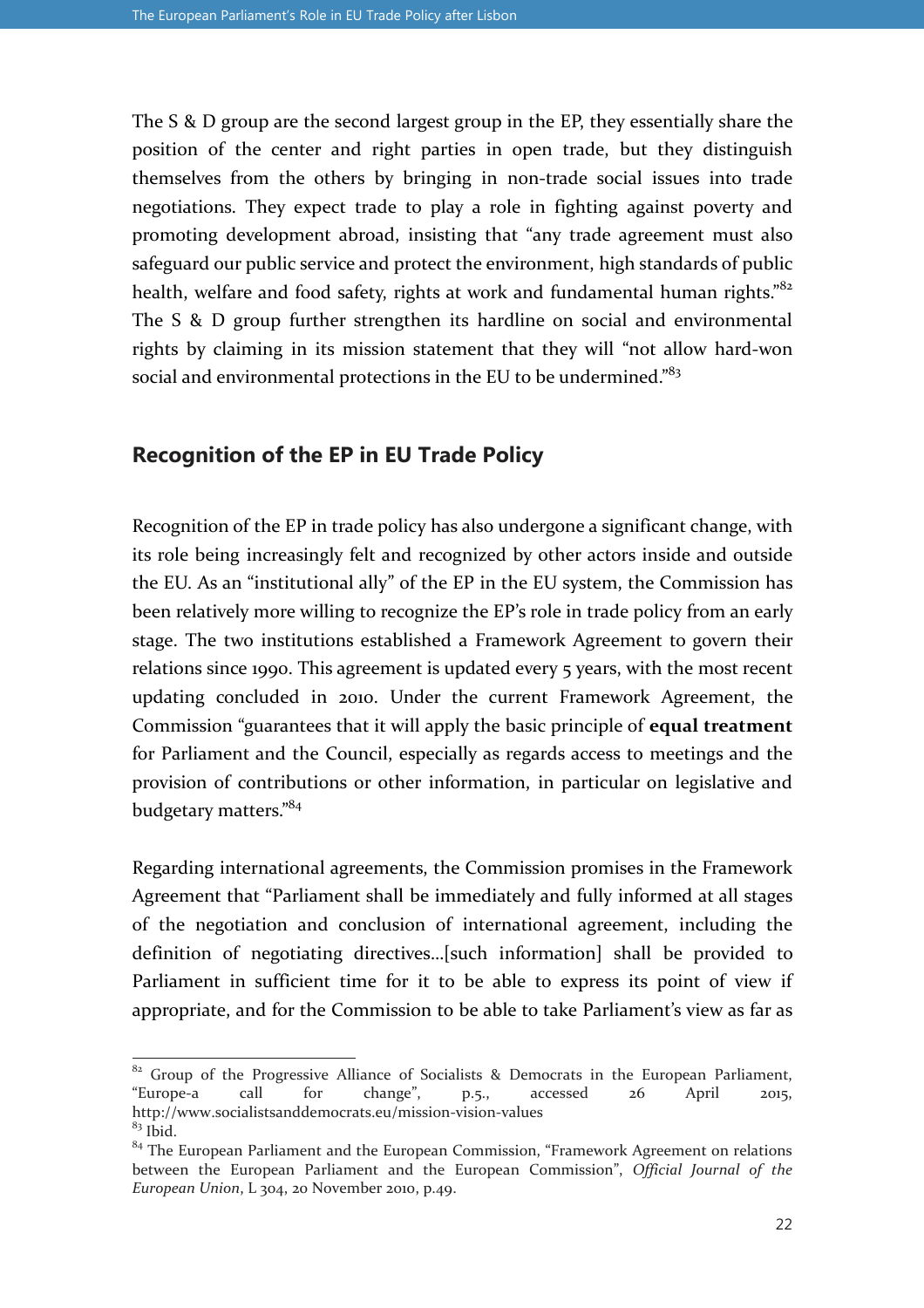The S & D group are the second largest group in the EP, they essentially share the position of the center and right parties in open trade, but they distinguish themselves from the others by bringing in non-trade social issues into trade negotiations. They expect trade to play a role in fighting against poverty and promoting development abroad, insisting that "any trade agreement must also safeguard our public service and protect the environment, high standards of public health, welfare and food safety, rights at work and fundamental human rights."[82] The S & D group further strengthen its hardline on social and environmental rights by claiming in its mission statement that they will "not allow hard-won social and environmental protections in the EU to be undermined."[83]

## Recognition of the EP in EU Trade Policy

Recognition of the EP in trade policy has also undergone a significant change, with its role being increasingly felt and recognized by other actors inside and outside the EU. As an "institutional ally" of the EP in the EU system, the Commission has been relatively more willing to recognize the EP's role in trade policy from an early stage. The two institutions established a Framework Agreement to govern their relations since 1990. This agreement is updated every 5 years, with the most recent updating concluded in 2010. Under the current Framework Agreement, the Commission "guarantees that it will apply the basic principle of **equal treatment** for Parliament and the Council, especially as regards access to meetings and the provision of contributions or other information, in particular on legislative and budgetary matters."[84]

Regarding international agreements, the Commission promises in the Framework Agreement that "Parliament shall be immediately and fully informed at all stages of the negotiation and conclusion of international agreement, including the definition of negotiating directives...[such information] shall be provided to Parliament in sufficient time for it to be able to express its point of view if appropriate, and for the Commission to be able to take Parliament's view as far as

---

[82] Group of the Progressive Alliance of Socialists & Democrats in the European Parliament, "Europe-a call for change", p.5., accessed 26 April 2015, http://www.socialistsanddemocrats.eu/mission-vision-values

[83] Ibid.

[84] The European Parliament and the European Commission, "Framework Agreement on relations between the European Parliament and the European Commission", *Official Journal of the European Union*, L 304, 20 November 2010, p.49.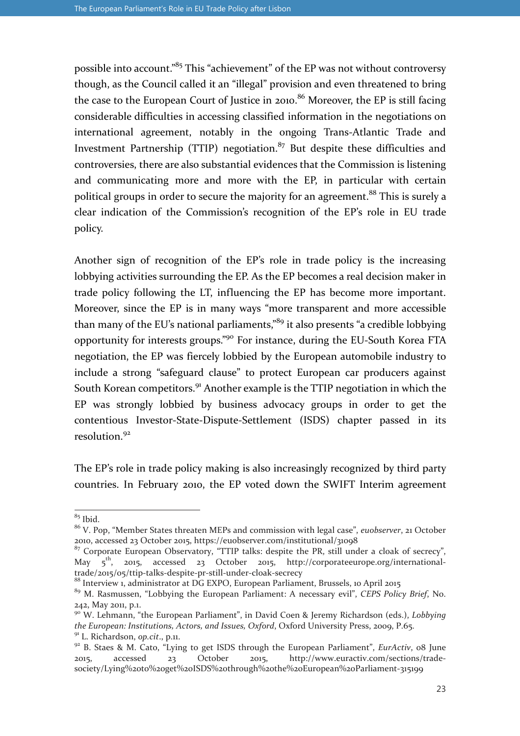possible into account."[85] This "achievement" of the EP was not without controversy though, as the Council called it an "illegal" provision and even threatened to bring the case to the European Court of Justice in 2010.[86] Moreover, the EP is still facing considerable difficulties in accessing classified information in the negotiations on international agreement, notably in the ongoing Trans-Atlantic Trade and Investment Partnership (TTIP) negotiation.[87] But despite these difficulties and controversies, there are also substantial evidences that the Commission is listening and communicating more and more with the EP, in particular with certain political groups in order to secure the majority for an agreement.[88] This is surely a clear indication of the Commission's recognition of the EP's role in EU trade policy.

Another sign of recognition of the EP's role in trade policy is the increasing lobbying activities surrounding the EP. As the EP becomes a real decision maker in trade policy following the LT, influencing the EP has become more important. Moreover, since the EP is in many ways "more transparent and more accessible than many of the EU's national parliaments,"[89] it also presents "a credible lobbying opportunity for interests groups."[90] For instance, during the EU-South Korea FTA negotiation, the EP was fiercely lobbied by the European automobile industry to include a strong "safeguard clause" to protect European car producers against South Korean competitors.[91] Another example is the TTIP negotiation in which the EP was strongly lobbied by business advocacy groups in order to get the contentious Investor-State-Dispute-Settlement (ISDS) chapter passed in its resolution.[92]

The EP's role in trade policy making is also increasingly recognized by third party countries. In February 2010, the EP voted down the SWIFT Interim agreement

---

[85] Ibid.

[86] V. Pop, "Member States threaten MEPs and commission with legal case", *euobserver*, 21 October 2010, accessed 23 October 2015, https://euobserver.com/institutional/31098

[87] Corporate European Observatory, "TTIP talks: despite the PR, still under a cloak of secrecy", May 5th, 2015, accessed 23 October 2015, http://corporateeurope.org/international-trade/2015/05/ttip-talks-despite-pr-still-under-cloak-secrecy

[88] Interview 1, administrator at DG EXPO, European Parliament, Brussels, 10 April 2015

[89] M. Rasmussen, "Lobbying the European Parliament: A necessary evil", *CEPS Policy Brief*, No. 242, May 2011, p.1.

[90] W. Lehmann, "the European Parliament", in David Coen & Jeremy Richardson (eds.), *Lobbying the European: Institutions, Actors, and Issues, Oxford*, Oxford University Press, 2009, P.65.

[91] L. Richardson, *op.cit*., p.11.

[92] B. Staes & M. Cato, "Lying to get ISDS through the European Parliament", *EurActiv*, 08 June 2015, accessed 23 October 2015, http://www.euractiv.com/sections/trade-society/Lying%20to%20get%20ISDS%20through%20the%20European%20Parliament-315199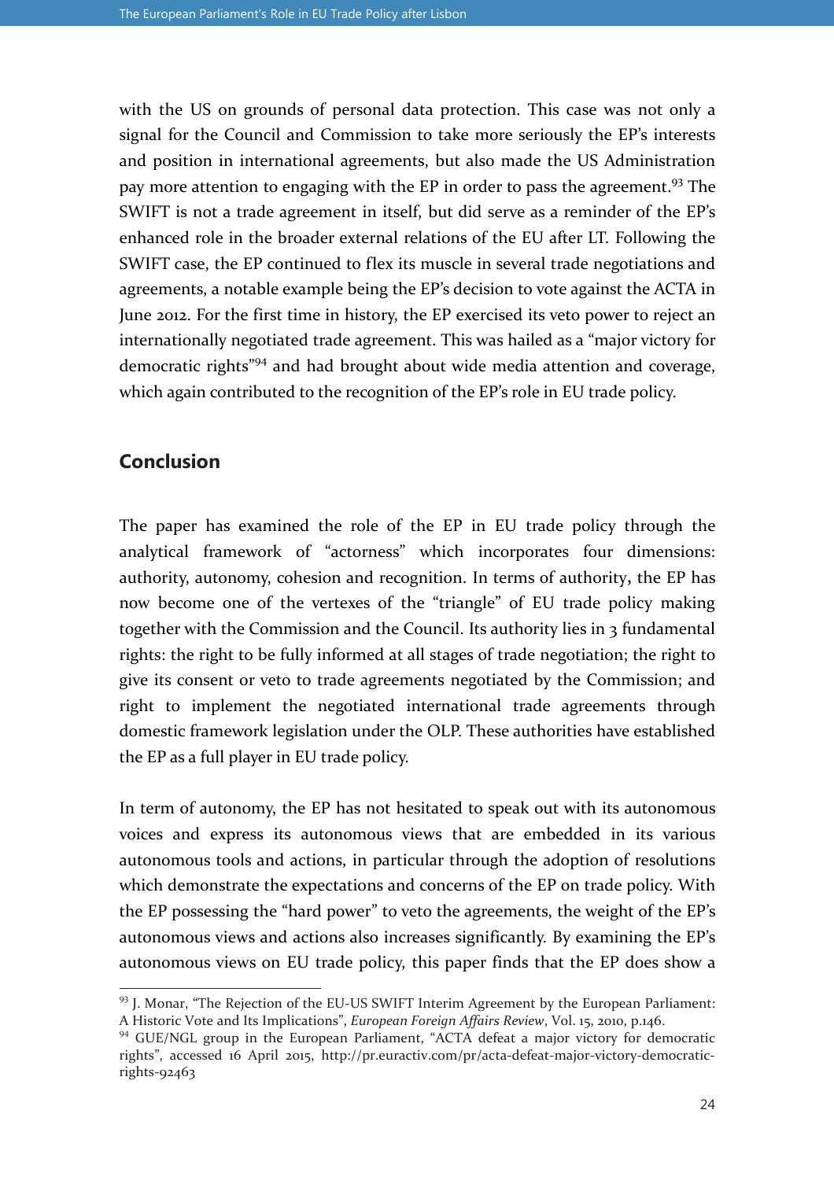with the US on grounds of personal data protection. This case was not only a signal for the Council and Commission to take more seriously the EP's interests and position in international agreements, but also made the US Administration pay more attention to engaging with the EP in order to pass the agreement.[93] The SWIFT is not a trade agreement in itself, but did serve as a reminder of the EP's enhanced role in the broader external relations of the EU after LT. Following the SWIFT case, the EP continued to flex its muscle in several trade negotiations and agreements, a notable example being the EP's decision to vote against the ACTA in June 2012. For the first time in history, the EP exercised its veto power to reject an internationally negotiated trade agreement. This was hailed as a "major victory for democratic rights"[94] and had brought about wide media attention and coverage, which again contributed to the recognition of the EP's role in EU trade policy.

## Conclusion

The paper has examined the role of the EP in EU trade policy through the analytical framework of "actorness" which incorporates four dimensions: authority, autonomy, cohesion and recognition. In terms of authority**,** the EP has now become one of the vertexes of the "triangle" of EU trade policy making together with the Commission and the Council. Its authority lies in 3 fundamental rights: the right to be fully informed at all stages of trade negotiation; the right to give its consent or veto to trade agreements negotiated by the Commission; and right to implement the negotiated international trade agreements through domestic framework legislation under the OLP. These authorities have established the EP as a full player in EU trade policy.

In term of autonomy, the EP has not hesitated to speak out with its autonomous voices and express its autonomous views that are embedded in its various autonomous tools and actions, in particular through the adoption of resolutions which demonstrate the expectations and concerns of the EP on trade policy. With the EP possessing the "hard power" to veto the agreements, the weight of the EP's autonomous views and actions also increases significantly. By examining the EP's autonomous views on EU trade policy, this paper finds that the EP does show a

---

[93] J. Monar, "The Rejection of the EU-US SWIFT Interim Agreement by the European Parliament: A Historic Vote and Its Implications", *European Foreign Affairs Review*, Vol. 15, 2010, p.146.

[94] GUE/NGL group in the European Parliament, "ACTA defeat a major victory for democratic rights", accessed 16 April 2015, http://pr.euractiv.com/pr/acta-defeat-major-victory-democratic-rights-92463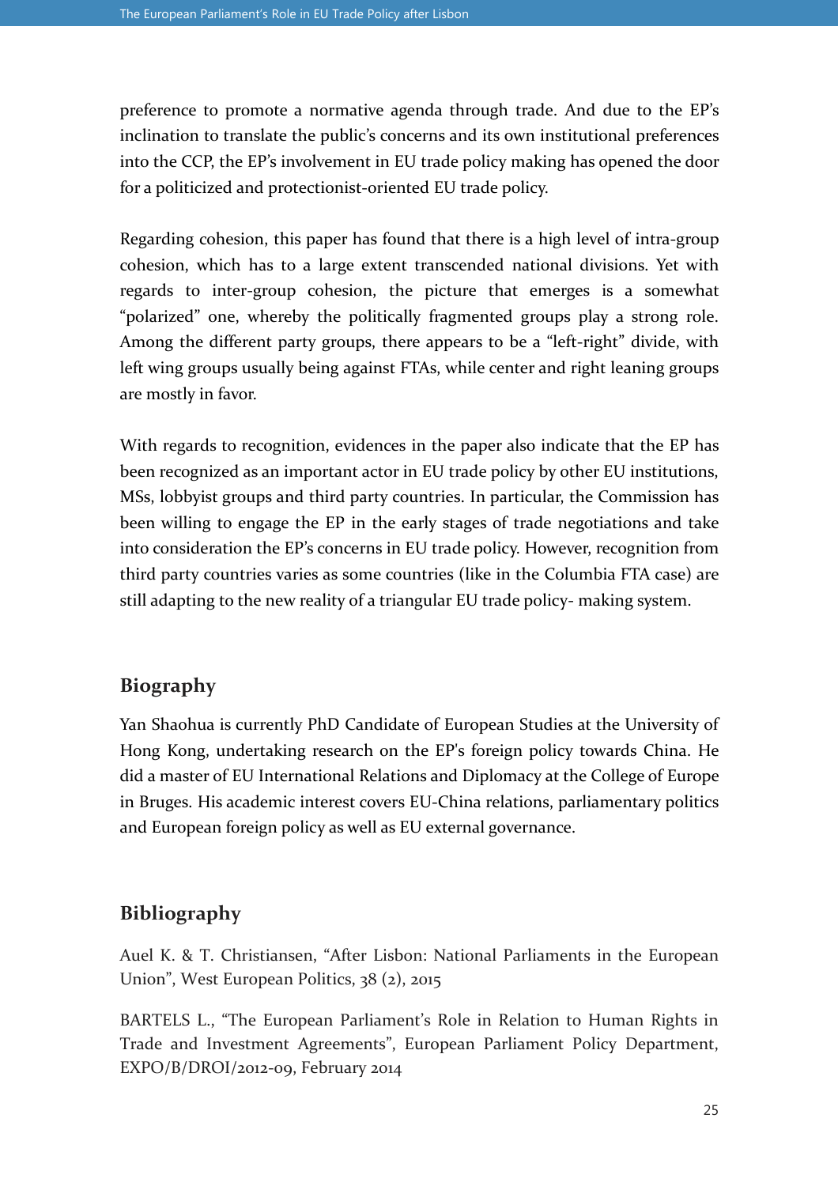preference to promote a normative agenda through trade. And due to the EP's inclination to translate the public's concerns and its own institutional preferences into the CCP, the EP's involvement in EU trade policy making has opened the door for a politicized and protectionist-oriented EU trade policy.

Regarding cohesion, this paper has found that there is a high level of intra-group cohesion, which has to a large extent transcended national divisions. Yet with regards to inter-group cohesion, the picture that emerges is a somewhat "polarized" one, whereby the politically fragmented groups play a strong role. Among the different party groups, there appears to be a "left-right" divide, with left wing groups usually being against FTAs, while center and right leaning groups are mostly in favor.

With regards to recognition, evidences in the paper also indicate that the EP has been recognized as an important actor in EU trade policy by other EU institutions, MSs, lobbyist groups and third party countries. In particular, the Commission has been willing to engage the EP in the early stages of trade negotiations and take into consideration the EP's concerns in EU trade policy. However, recognition from third party countries varies as some countries (like in the Columbia FTA case) are still adapting to the new reality of a triangular EU trade policy- making system.

## Biography

Yan Shaohua is currently PhD Candidate of European Studies at the University of Hong Kong, undertaking research on the EP's foreign policy towards China. He did a master of EU International Relations and Diplomacy at the College of Europe in Bruges. His academic interest covers EU-China relations, parliamentary politics and European foreign policy as well as EU external governance.

## Bibliography

Auel K. & T. Christiansen, "After Lisbon: National Parliaments in the European Union", West European Politics, 38 (2), 2015

BARTELS L., "The European Parliament's Role in Relation to Human Rights in Trade and Investment Agreements", European Parliament Policy Department, EXPO/B/DROI/2012-09, February 2014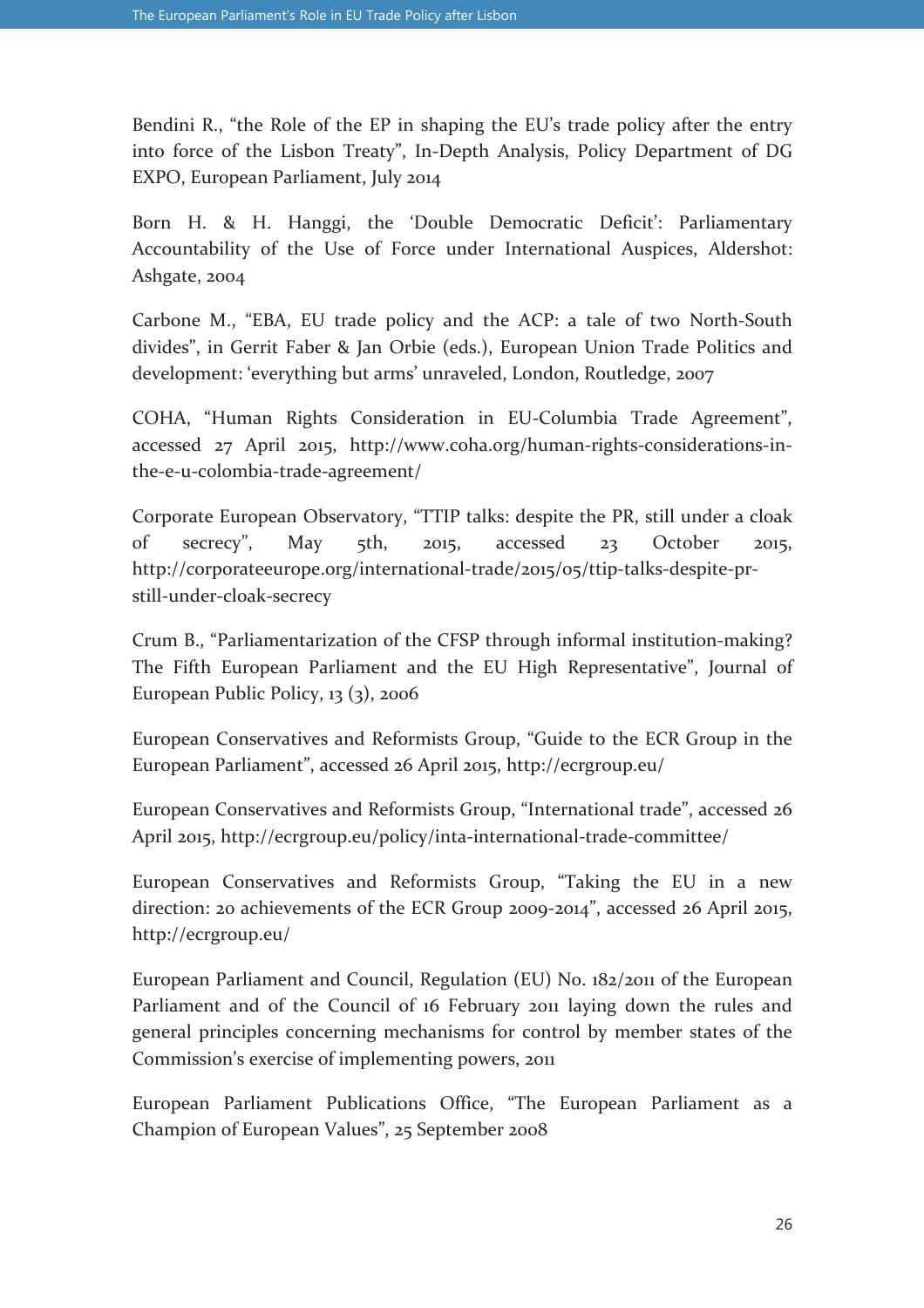Bendini R., "the Role of the EP in shaping the EU's trade policy after the entry into force of the Lisbon Treaty", In-Depth Analysis, Policy Department of DG EXPO, European Parliament, July 2014

Born H. & H. Hanggi, the 'Double Democratic Deficit': Parliamentary Accountability of the Use of Force under International Auspices, Aldershot: Ashgate, 2004

Carbone M., "EBA, EU trade policy and the ACP: a tale of two North-South divides", in Gerrit Faber & Jan Orbie (eds.), European Union Trade Politics and development: 'everything but arms' unraveled, London, Routledge, 2007

COHA, "Human Rights Consideration in EU-Columbia Trade Agreement", accessed 27 April 2015, http://www.coha.org/human-rights-considerations-in-the-e-u-colombia-trade-agreement/

Corporate European Observatory, "TTIP talks: despite the PR, still under a cloak of secrecy", May 5th, 2015, accessed 23 October 2015, http://corporateeurope.org/international-trade/2015/05/ttip-talks-despite-pr-still-under-cloak-secrecy

Crum B., "Parliamentarization of the CFSP through informal institution-making? The Fifth European Parliament and the EU High Representative", Journal of European Public Policy, 13 (3), 2006

European Conservatives and Reformists Group, "Guide to the ECR Group in the European Parliament", accessed 26 April 2015, http://ecrgroup.eu/

European Conservatives and Reformists Group, "International trade", accessed 26 April 2015, http://ecrgroup.eu/policy/inta-international-trade-committee/

European Conservatives and Reformists Group, "Taking the EU in a new direction: 20 achievements of the ECR Group 2009-2014", accessed 26 April 2015, http://ecrgroup.eu/

European Parliament and Council, Regulation (EU) No. 182/2011 of the European Parliament and of the Council of 16 February 2011 laying down the rules and general principles concerning mechanisms for control by member states of the Commission's exercise of implementing powers, 2011

European Parliament Publications Office, "The European Parliament as a Champion of European Values", 25 September 2008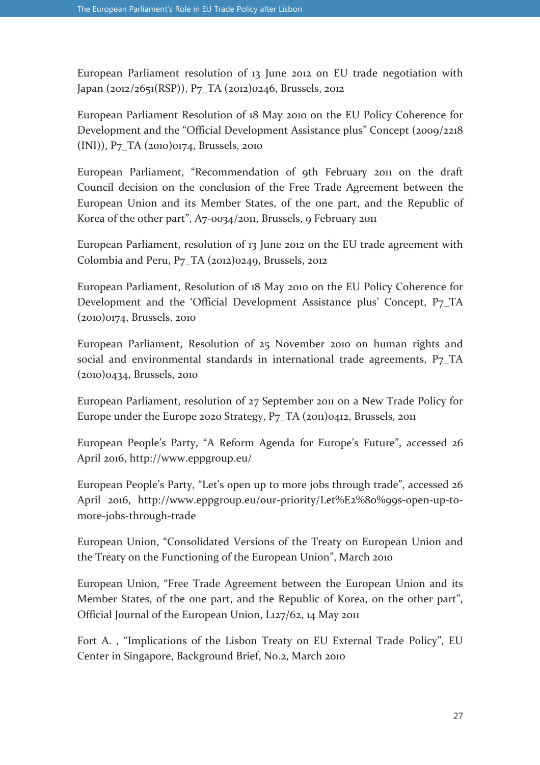European Parliament resolution of 13 June 2012 on EU trade negotiation with Japan (2012/2651(RSP)), P7_TA (2012)0246, Brussels, 2012

European Parliament Resolution of 18 May 2010 on the EU Policy Coherence for Development and the "Official Development Assistance plus" Concept (2009/2218 (INI)), P7_TA (2010)0174, Brussels, 2010

European Parliament, "Recommendation of 9th February 2011 on the draft Council decision on the conclusion of the Free Trade Agreement between the European Union and its Member States, of the one part, and the Republic of Korea of the other part", A7-0034/2011, Brussels, 9 February 2011

European Parliament, resolution of 13 June 2012 on the EU trade agreement with Colombia and Peru, P7_TA (2012)0249, Brussels, 2012

European Parliament, Resolution of 18 May 2010 on the EU Policy Coherence for Development and the 'Official Development Assistance plus' Concept, P7_TA (2010)0174, Brussels, 2010

European Parliament, Resolution of 25 November 2010 on human rights and social and environmental standards in international trade agreements, P7_TA (2010)0434, Brussels, 2010

European Parliament, resolution of 27 September 2011 on a New Trade Policy for Europe under the Europe 2020 Strategy, P7_TA (2011)0412, Brussels, 2011

European People's Party, "A Reform Agenda for Europe's Future", accessed 26 April 2016, http://www.eppgroup.eu/

European People's Party, "Let's open up to more jobs through trade", accessed 26 April 2016, http://www.eppgroup.eu/our-priority/Let%E2%80%99s-open-up-to-more-jobs-through-trade

European Union, "Consolidated Versions of the Treaty on European Union and the Treaty on the Functioning of the European Union", March 2010

European Union, "Free Trade Agreement between the European Union and its Member States, of the one part, and the Republic of Korea, on the other part", Official Journal of the European Union, L127/62, 14 May 2011

Fort A. , "Implications of the Lisbon Treaty on EU External Trade Policy", EU Center in Singapore, Background Brief, No.2, March 2010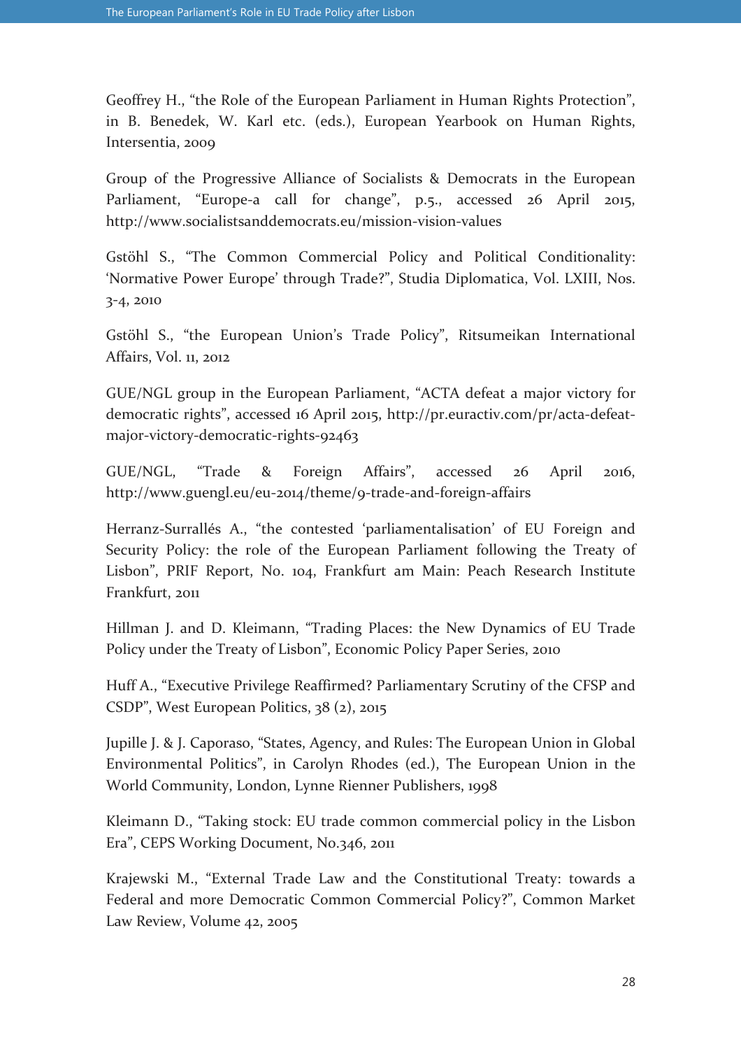Geoffrey H., "the Role of the European Parliament in Human Rights Protection", in B. Benedek, W. Karl etc. (eds.), European Yearbook on Human Rights, Intersentia, 2009

Group of the Progressive Alliance of Socialists & Democrats in the European Parliament, "Europe-a call for change", p.5., accessed 26 April 2015, http://www.socialistsanddemocrats.eu/mission-vision-values

Gstöhl S., "The Common Commercial Policy and Political Conditionality: 'Normative Power Europe' through Trade?", Studia Diplomatica, Vol. LXIII, Nos. 3-4, 2010

Gstöhl S., "the European Union's Trade Policy", Ritsumeikan International Affairs, Vol. 11, 2012

GUE/NGL group in the European Parliament, "ACTA defeat a major victory for democratic rights", accessed 16 April 2015, http://pr.euractiv.com/pr/acta-defeat-major-victory-democratic-rights-92463

GUE/NGL, "Trade & Foreign Affairs", accessed 26 April 2016, http://www.guengl.eu/eu-2014/theme/9-trade-and-foreign-affairs

Herranz-Surrallés A., "the contested 'parliamentalisation' of EU Foreign and Security Policy: the role of the European Parliament following the Treaty of Lisbon", PRIF Report, No. 104, Frankfurt am Main: Peach Research Institute Frankfurt, 2011

Hillman J. and D. Kleimann, "Trading Places: the New Dynamics of EU Trade Policy under the Treaty of Lisbon", Economic Policy Paper Series, 2010

Huff A., "Executive Privilege Reaffirmed? Parliamentary Scrutiny of the CFSP and CSDP", West European Politics, 38 (2), 2015

Jupille J. & J. Caporaso, "States, Agency, and Rules: The European Union in Global Environmental Politics", in Carolyn Rhodes (ed.), The European Union in the World Community, London, Lynne Rienner Publishers, 1998

Kleimann D., "Taking stock: EU trade common commercial policy in the Lisbon Era", CEPS Working Document, No.346, 2011

Krajewski M., "External Trade Law and the Constitutional Treaty: towards a Federal and more Democratic Common Commercial Policy?", Common Market Law Review, Volume 42, 2005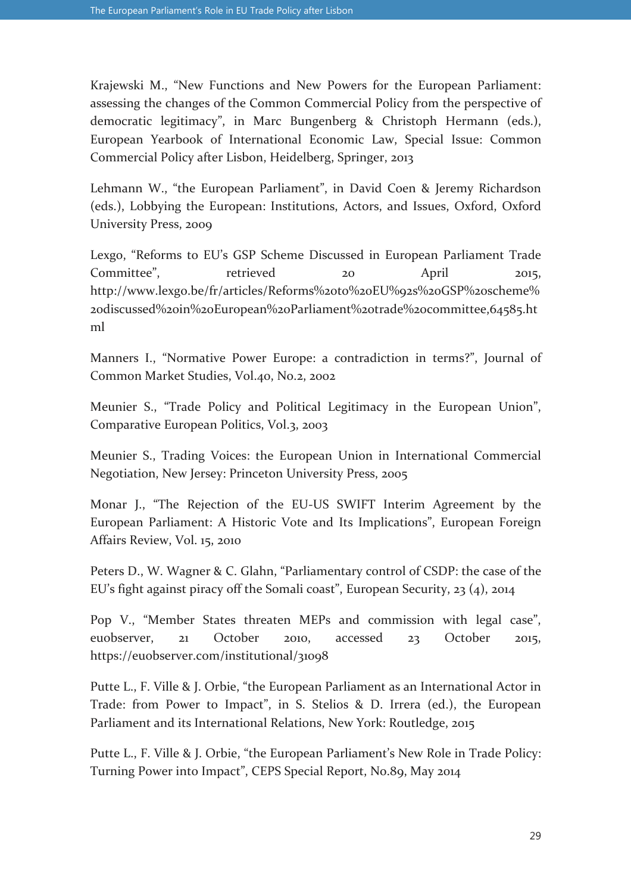Krajewski M., "New Functions and New Powers for the European Parliament: assessing the changes of the Common Commercial Policy from the perspective of democratic legitimacy", in Marc Bungenberg & Christoph Hermann (eds.), European Yearbook of International Economic Law, Special Issue: Common Commercial Policy after Lisbon, Heidelberg, Springer, 2013

Lehmann W., "the European Parliament", in David Coen & Jeremy Richardson (eds.), Lobbying the European: Institutions, Actors, and Issues, Oxford, Oxford University Press, 2009

Lexgo, "Reforms to EU's GSP Scheme Discussed in European Parliament Trade Committee", retrieved 20 April 2015, http://www.lexgo.be/fr/articles/Reforms%20to%20EU%92s%20GSP%20scheme%20discussed%20in%20European%20Parliament%20trade%20committee,64585.html

Manners I., "Normative Power Europe: a contradiction in terms?", Journal of Common Market Studies, Vol.40, No.2, 2002

Meunier S., "Trade Policy and Political Legitimacy in the European Union", Comparative European Politics, Vol.3, 2003

Meunier S., Trading Voices: the European Union in International Commercial Negotiation, New Jersey: Princeton University Press, 2005

Monar J., "The Rejection of the EU-US SWIFT Interim Agreement by the European Parliament: A Historic Vote and Its Implications", European Foreign Affairs Review, Vol. 15, 2010

Peters D., W. Wagner & C. Glahn, "Parliamentary control of CSDP: the case of the EU's fight against piracy off the Somali coast", European Security, 23 (4), 2014

Pop V., "Member States threaten MEPs and commission with legal case", euobserver, 21 October 2010, accessed 23 October 2015, https://euobserver.com/institutional/31098

Putte L., F. Ville & J. Orbie, "the European Parliament as an International Actor in Trade: from Power to Impact", in S. Stelios & D. Irrera (ed.), the European Parliament and its International Relations, New York: Routledge, 2015

Putte L., F. Ville & J. Orbie, "the European Parliament's New Role in Trade Policy: Turning Power into Impact", CEPS Special Report, No.89, May 2014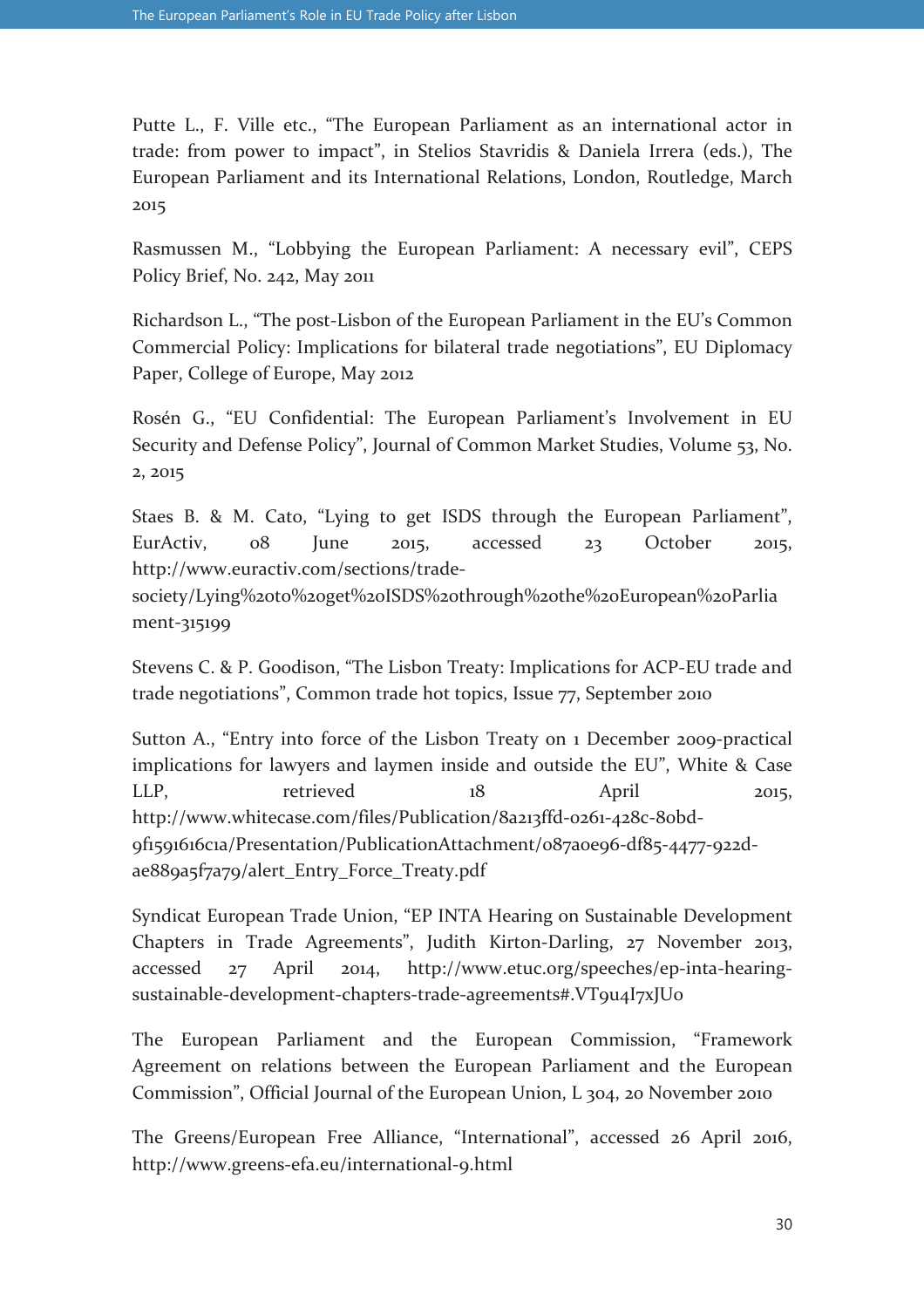Putte L., F. Ville etc., "The European Parliament as an international actor in trade: from power to impact", in Stelios Stavridis & Daniela Irrera (eds.), The European Parliament and its International Relations, London, Routledge, March 2015

Rasmussen M., "Lobbying the European Parliament: A necessary evil", CEPS Policy Brief, No. 242, May 2011

Richardson L., "The post-Lisbon of the European Parliament in the EU's Common Commercial Policy: Implications for bilateral trade negotiations", EU Diplomacy Paper, College of Europe, May 2012

Rosén G., "EU Confidential: The European Parliament's Involvement in EU Security and Defense Policy", Journal of Common Market Studies, Volume 53, No. 2, 2015

Staes B. & M. Cato, "Lying to get ISDS through the European Parliament", EurActiv, 08 June 2015, accessed 23 October 2015, http://www.euractiv.com/sections/trade-society/Lying%20to%20get%20ISDS%20through%20the%20European%20Parliament-315199

Stevens C. & P. Goodison, "The Lisbon Treaty: Implications for ACP-EU trade and trade negotiations", Common trade hot topics, Issue 77, September 2010

Sutton A., "Entry into force of the Lisbon Treaty on 1 December 2009-practical implications for lawyers and laymen inside and outside the EU", White & Case LLP, retrieved 18 April 2015, http://www.whitecase.com/files/Publication/8a213ffd-0261-428c-80bd-9f1591616c1a/Presentation/PublicationAttachment/087a0e96-df85-4477-922d-ae889a5f7a79/alert_Entry_Force_Treaty.pdf

Syndicat European Trade Union, "EP INTA Hearing on Sustainable Development Chapters in Trade Agreements", Judith Kirton-Darling, 27 November 2013, accessed 27 April 2014, http://www.etuc.org/speeches/ep-inta-hearing-sustainable-development-chapters-trade-agreements#.VT9u4I7xJU0

The European Parliament and the European Commission, "Framework Agreement on relations between the European Parliament and the European Commission", Official Journal of the European Union, L 304, 20 November 2010

The Greens/European Free Alliance, "International", accessed 26 April 2016, http://www.greens-efa.eu/international-9.html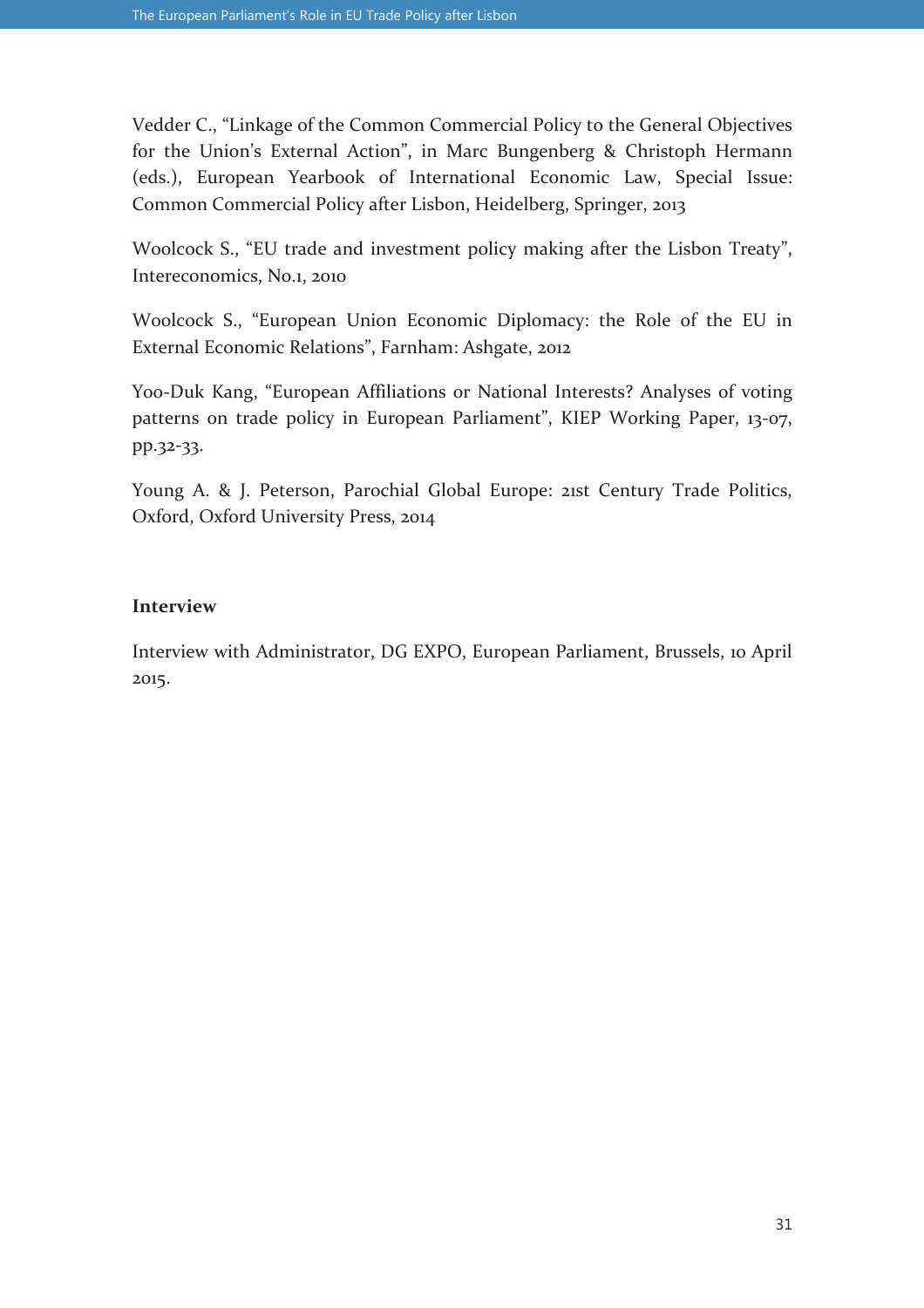Vedder C., "Linkage of the Common Commercial Policy to the General Objectives for the Union's External Action", in Marc Bungenberg & Christoph Hermann (eds.), European Yearbook of International Economic Law, Special Issue: Common Commercial Policy after Lisbon, Heidelberg, Springer, 2013

Woolcock S., "EU trade and investment policy making after the Lisbon Treaty", Intereconomics, No.1, 2010

Woolcock S., "European Union Economic Diplomacy: the Role of the EU in External Economic Relations", Farnham: Ashgate, 2012

Yoo-Duk Kang, "European Affiliations or National Interests? Analyses of voting patterns on trade policy in European Parliament", KIEP Working Paper, 13-07, pp.32-33.

Young A. & J. Peterson, Parochial Global Europe: 21st Century Trade Politics, Oxford, Oxford University Press, 2014

**Interview**

Interview with Administrator, DG EXPO, European Parliament, Brussels, 10 April 2015.